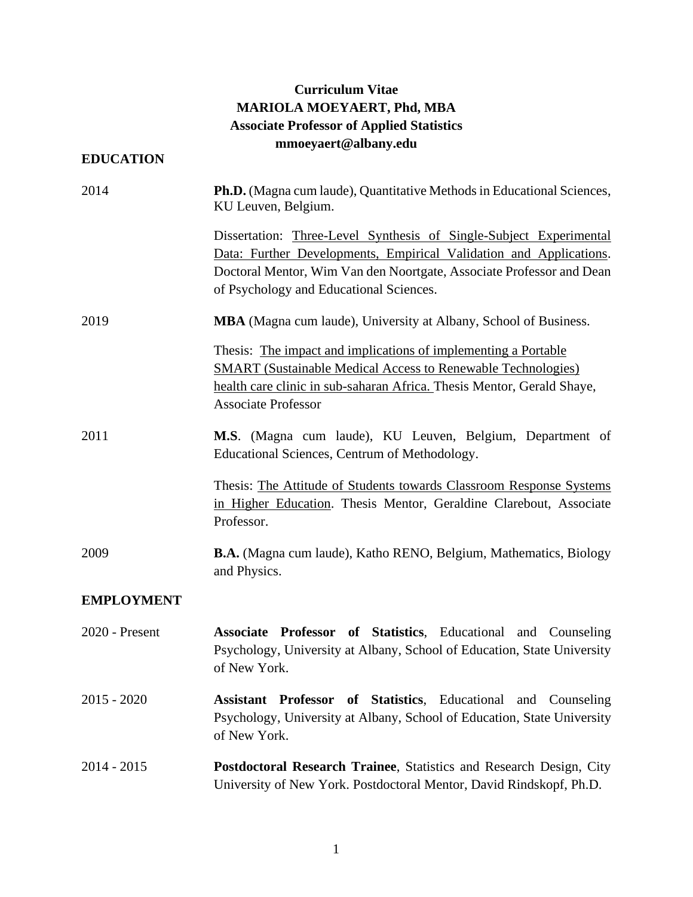**Curriculum Vitae**
**MARIOLA MOEYAERT, Phd, MBA**
**Associate Professor of Applied Statistics**
**mmoeyaert@albany.edu**

## EDUCATION

2014 — **Ph.D.** (Magna cum laude), Quantitative Methods in Educational Sciences, KU Leuven, Belgium.

Dissertation: Three-Level Synthesis of Single-Subject Experimental Data: Further Developments, Empirical Validation and Applications. Doctoral Mentor, Wim Van den Noortgate, Associate Professor and Dean of Psychology and Educational Sciences.

2019 — **MBA** (Magna cum laude), University at Albany, School of Business.

Thesis: The impact and implications of implementing a Portable SMART (Sustainable Medical Access to Renewable Technologies) health care clinic in sub-saharan Africa. Thesis Mentor, Gerald Shaye, Associate Professor

2011 — **M.S**. (Magna cum laude), KU Leuven, Belgium, Department of Educational Sciences, Centrum of Methodology.

Thesis: The Attitude of Students towards Classroom Response Systems in Higher Education. Thesis Mentor, Geraldine Clarebout, Associate Professor.

2009 — **B.A.** (Magna cum laude), Katho RENO, Belgium, Mathematics, Biology and Physics.

## EMPLOYMENT

2020 - Present — **Associate Professor of Statistics**, Educational and Counseling Psychology, University at Albany, School of Education, State University of New York.

2015 - 2020 — **Assistant Professor of Statistics**, Educational and Counseling Psychology, University at Albany, School of Education, State University of New York.

2014 - 2015 — **Postdoctoral Research Trainee**, Statistics and Research Design, City University of New York. Postdoctoral Mentor, David Rindskopf, Ph.D.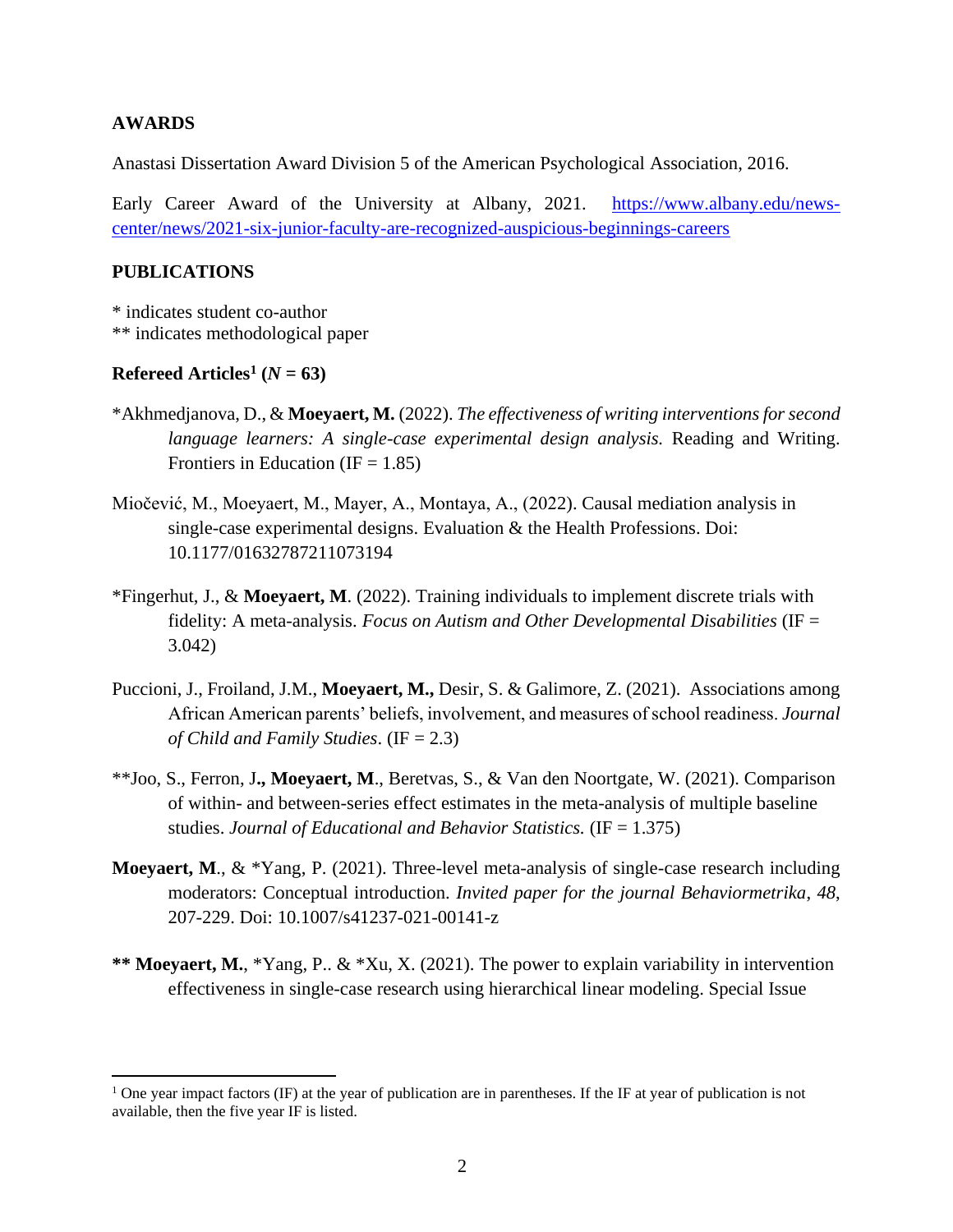## AWARDS

Anastasi Dissertation Award Division 5 of the American Psychological Association, 2016.

Early Career Award of the University at Albany, 2021. https://www.albany.edu/news-center/news/2021-six-junior-faculty-are-recognized-auspicious-beginnings-careers

## PUBLICATIONS

\* indicates student co-author
\*\* indicates methodological paper

### Refereed Articles[1] (*N* = 63)

*Akhmedjanova, D., & **Moeyaert, M.** (2022). *The effectiveness of writing interventions for second language learners: A single-case experimental design analysis.* Reading and Writing. Frontiers in Education (IF = 1.85)

Miočević, M., Moeyaert, M., Mayer, A., Montaya, A., (2022). Causal mediation analysis in single-case experimental designs. Evaluation & the Health Professions. Doi: 10.1177/01632787211073194

*Fingerhut, J., & **Moeyaert, M**. (2022). Training individuals to implement discrete trials with fidelity: A meta-analysis. *Focus on Autism and Other Developmental Disabilities* (IF = 3.042)

Puccioni, J., Froiland, J.M., **Moeyaert, M.,** Desir, S. & Galimore, Z. (2021). Associations among African American parents' beliefs, involvement, and measures of school readiness. *Journal of Child and Family Studies*. (IF = 2.3)

**Joo, S., Ferron, J**., Moeyaert, M**., Beretvas, S., & Van den Noortgate, W. (2021). Comparison of within- and between-series effect estimates in the meta-analysis of multiple baseline studies. *Journal of Educational and Behavior Statistics.* (IF = 1.375)

**Moeyaert, M**., & *Yang, P. (2021). Three-level meta-analysis of single-case research including moderators: Conceptual introduction. *Invited paper for the journal Behaviormetrika*, *48*, 207-229. Doi: 10.1007/s41237-021-00141-z

**\*\* Moeyaert, M.**, *Yang, P.. & *Xu, X. (2021). The power to explain variability in intervention effectiveness in single-case research using hierarchical linear modeling. Special Issue

[1] One year impact factors (IF) at the year of publication are in parentheses. If the IF at year of publication is not available, then the five year IF is listed.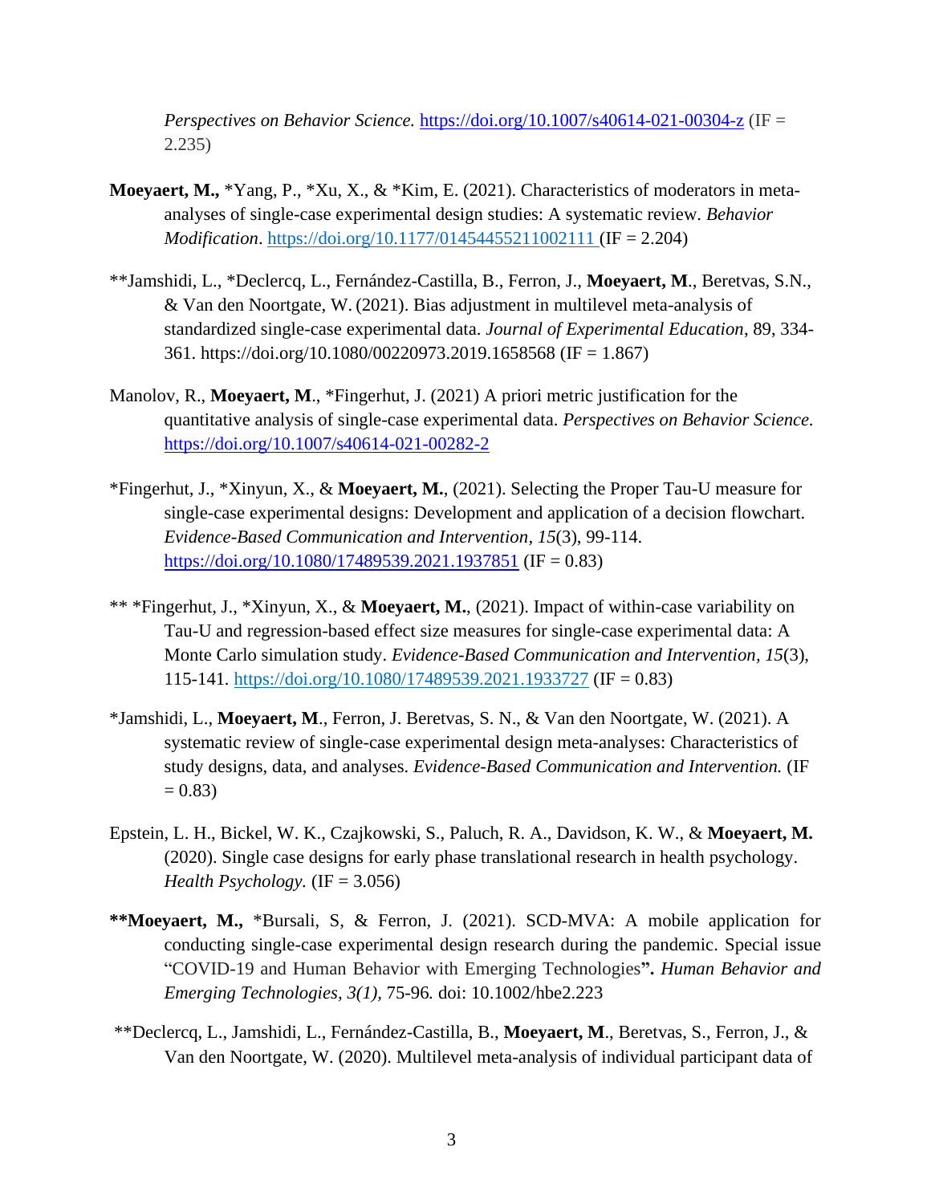*Perspectives on Behavior Science.* https://doi.org/10.1007/s40614-021-00304-z (IF = 2.235)

**Moeyaert, M.,** *Yang, P., *Xu, X., & *Kim, E. (2021). Characteristics of moderators in meta-analyses of single-case experimental design studies: A systematic review. *Behavior Modification*. https://doi.org/10.1177/01454455211002111 (IF = 2.204)

**Jamshidi, L., *Declercq, L., Fernández-Castilla, B., Ferron, J., **Moeyaert, M**., Beretvas, S.N., & Van den Noortgate, W. (2021). Bias adjustment in multilevel meta-analysis of standardized single-case experimental data. *Journal of Experimental Education*, 89, 334-361. https://doi.org/10.1080/00220973.2019.1658568 (IF = 1.867)

Manolov, R., **Moeyaert, M**., *Fingerhut, J. (2021) A priori metric justification for the quantitative analysis of single-case experimental data. *Perspectives on Behavior Science.* https://doi.org/10.1007/s40614-021-00282-2

*Fingerhut, J., *Xinyun, X., & **Moeyaert, M.**, (2021). Selecting the Proper Tau-U measure for single-case experimental designs: Development and application of a decision flowchart. *Evidence-Based Communication and Intervention, 15*(3), 99-114. https://doi.org/10.1080/17489539.2021.1937851 (IF = 0.83)

** *Fingerhut, J., *Xinyun, X., & **Moeyaert, M.**, (2021). Impact of within-case variability on Tau-U and regression-based effect size measures for single-case experimental data: A Monte Carlo simulation study. *Evidence-Based Communication and Intervention, 15*(3), 115-141. https://doi.org/10.1080/17489539.2021.1933727 (IF = 0.83)

*Jamshidi, L., **Moeyaert, M**., Ferron, J. Beretvas, S. N., & Van den Noortgate, W. (2021). A systematic review of single-case experimental design meta-analyses: Characteristics of study designs, data, and analyses. *Evidence-Based Communication and Intervention.* (IF = 0.83)

Epstein, L. H., Bickel, W. K., Czajkowski, S., Paluch, R. A., Davidson, K. W., & **Moeyaert, M.** (2020). Single case designs for early phase translational research in health psychology. *Health Psychology.* (IF = 3.056)

****Moeyaert, M.,** *Bursali, S, & Ferron, J. (2021). SCD-MVA: A mobile application for conducting single-case experimental design research during the pandemic. Special issue "COVID-19 and Human Behavior with Emerging Technologies"**.** *Human Behavior and Emerging Technologies, 3(1),* 75-96*.* doi: 10.1002/hbe2.223

**Declercq, L., Jamshidi, L., Fernández-Castilla, B., **Moeyaert, M**., Beretvas, S., Ferron, J., & Van den Noortgate, W. (2020). Multilevel meta-analysis of individual participant data of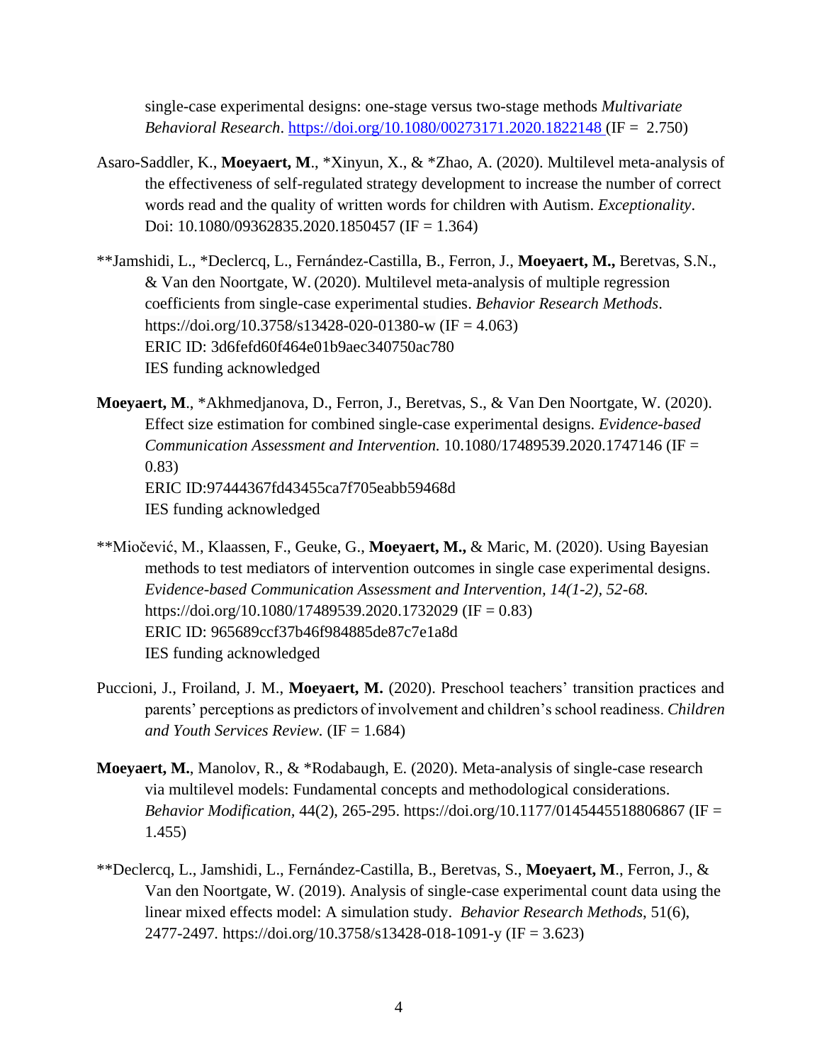single-case experimental designs: one-stage versus two-stage methods *Multivariate Behavioral Research*. https://doi.org/10.1080/00273171.2020.1822148 (IF = 2.750)

Asaro-Saddler, K., **Moeyaert, M**., *Xinyun, X., & *Zhao, A. (2020). Multilevel meta-analysis of the effectiveness of self-regulated strategy development to increase the number of correct words read and the quality of written words for children with Autism. *Exceptionality*. Doi: 10.1080/09362835.2020.1850457 (IF = 1.364)

**Jamshidi, L., *Declercq, L., Fernández-Castilla, B., Ferron, J., **Moeyaert, M.,** Beretvas, S.N., & Van den Noortgate, W. (2020). Multilevel meta-analysis of multiple regression coefficients from single-case experimental studies. *Behavior Research Methods*. https://doi.org/10.3758/s13428-020-01380-w (IF = 4.063)
ERIC ID: 3d6fefd60f464e01b9aec340750ac780
IES funding acknowledged

**Moeyaert, M**., *Akhmedjanova, D., Ferron, J., Beretvas, S., & Van Den Noortgate, W. (2020). Effect size estimation for combined single-case experimental designs. *Evidence-based Communication Assessment and Intervention.* 10.1080/17489539.2020.1747146 (IF = 0.83)
ERIC ID:97444367fd43455ca7f705eabb59468d
IES funding acknowledged

**Miočević, M., Klaassen, F., Geuke, G., **Moeyaert, M.,** & Maric, M. (2020). Using Bayesian methods to test mediators of intervention outcomes in single case experimental designs. *Evidence-based Communication Assessment and Intervention*, *14(1-2), 52-68.* https://doi.org/10.1080/17489539.2020.1732029 (IF = 0.83)
ERIC ID: 965689ccf37b46f984885de87c7e1a8d
IES funding acknowledged

Puccioni, J., Froiland, J. M., **Moeyaert, M.** (2020). Preschool teachers' transition practices and parents' perceptions as predictors of involvement and children's school readiness. *Children and Youth Services Review.* (IF = 1.684)

**Moeyaert, M.**, Manolov, R., & *Rodabaugh, E. (2020). Meta-analysis of single-case research via multilevel models: Fundamental concepts and methodological considerations. *Behavior Modification*, 44(2), 265-295. https://doi.org/10.1177/0145445518806867 (IF = 1.455)

**Declercq, L., Jamshidi, L., Fernández-Castilla, B., Beretvas, S., **Moeyaert, M**., Ferron, J., & Van den Noortgate, W. (2019). Analysis of single-case experimental count data using the linear mixed effects model: A simulation study. *Behavior Research Methods*, 51(6), 2477-2497. https://doi.org/10.3758/s13428-018-1091-y (IF = 3.623)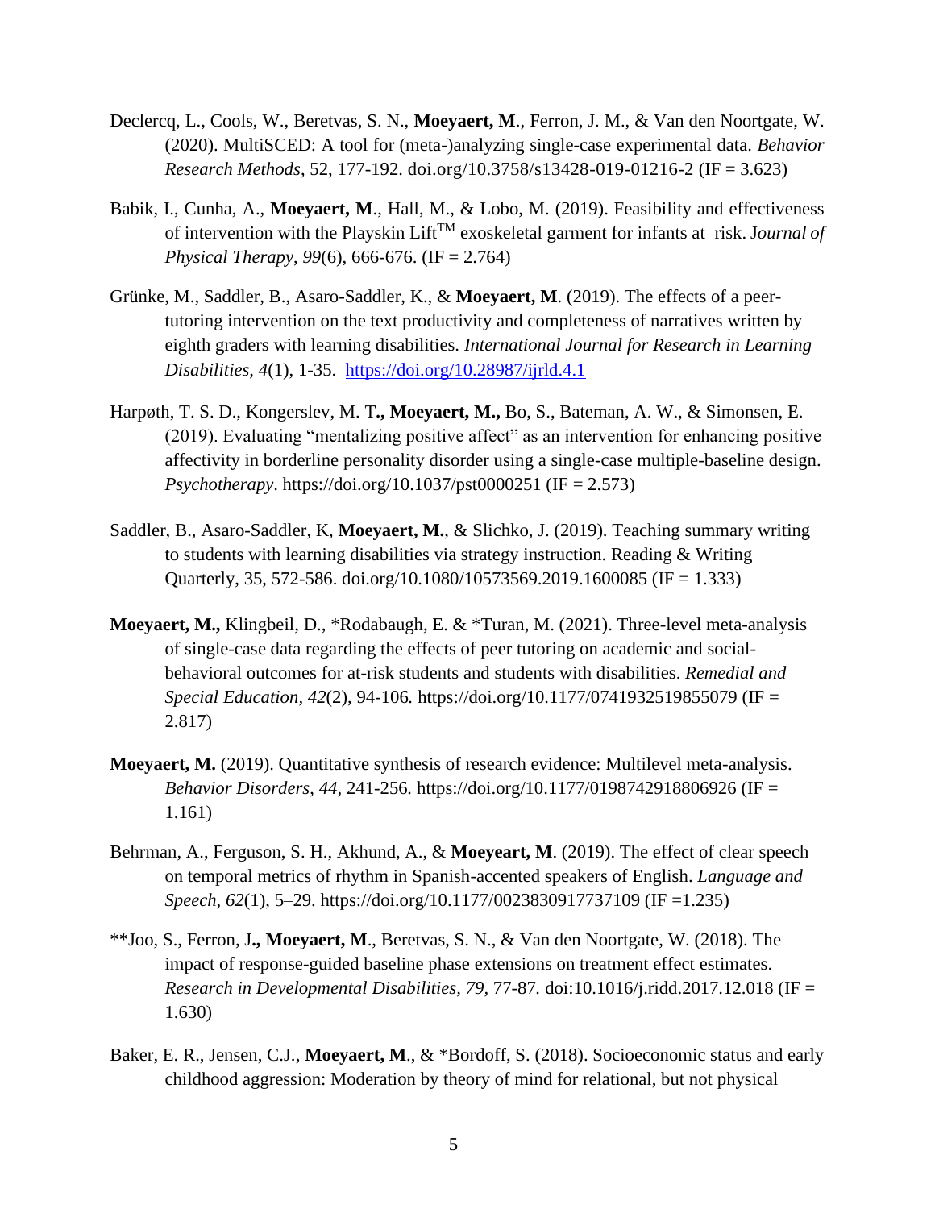Declercq, L., Cools, W., Beretvas, S. N., **Moeyaert, M**., Ferron, J. M., & Van den Noortgate, W. (2020). MultiSCED: A tool for (meta-)analyzing single-case experimental data. *Behavior Research Methods*, 52, 177-192. doi.org/10.3758/s13428-019-01216-2 (IF = 3.623)

Babik, I., Cunha, A., **Moeyaert, M**., Hall, M., & Lobo, M. (2019). Feasibility and effectiveness of intervention with the Playskin Lift™ exoskeletal garment for infants at risk. *Journal of Physical Therapy*, *99*(6), 666-676. (IF = 2.764)

Grünke, M., Saddler, B., Asaro-Saddler, K., & **Moeyaert, M**. (2019). The effects of a peer-tutoring intervention on the text productivity and completeness of narratives written by eighth graders with learning disabilities. *International Journal for Research in Learning Disabilities, 4*(1), 1-35. https://doi.org/10.28987/ijrld.4.1

Harpøth, T. S. D., Kongerslev, M. T**., Moeyaert, M.,** Bo, S., Bateman, A. W., & Simonsen, E. (2019). Evaluating "mentalizing positive affect" as an intervention for enhancing positive affectivity in borderline personality disorder using a single-case multiple-baseline design. *Psychotherapy*. https://doi.org/10.1037/pst0000251 (IF = 2.573)

Saddler, B., Asaro-Saddler, K, **Moeyaert, M.**, & Slichko, J. (2019). Teaching summary writing to students with learning disabilities via strategy instruction. Reading & Writing Quarterly, 35, 572-586. doi.org/10.1080/10573569.2019.1600085 (IF = 1.333)

**Moeyaert, M.,** Klingbeil, D., *Rodabaugh, E. & *Turan, M. (2021). Three-level meta-analysis of single-case data regarding the effects of peer tutoring on academic and social-behavioral outcomes for at-risk students and students with disabilities. *Remedial and Special Education, 42*(2), 94-106*.* https://doi.org/10.1177/0741932519855079 (IF = 2.817)

**Moeyaert, M.** (2019). Quantitative synthesis of research evidence: Multilevel meta-analysis. *Behavior Disorders*, *44*, 241-256*.* https://doi.org/10.1177/0198742918806926 (IF = 1.161)

Behrman, A., Ferguson, S. H., Akhund, A., & **Moeyeart, M**. (2019). The effect of clear speech on temporal metrics of rhythm in Spanish-accented speakers of English. *Language and Speech*, *62*(1), 5–29. https://doi.org/10.1177/0023830917737109 (IF =1.235)

**Joo, S., Ferron, J**., Moeyaert, M**., Beretvas, S. N., & Van den Noortgate, W. (2018). The impact of response-guided baseline phase extensions on treatment effect estimates. *Research in Developmental Disabilities, 79*, 77-87. doi:10.1016/j.ridd.2017.12.018 (IF = 1.630)

Baker, E. R., Jensen, C.J., **Moeyaert, M**., & *Bordoff, S. (2018). Socioeconomic status and early childhood aggression: Moderation by theory of mind for relational, but not physical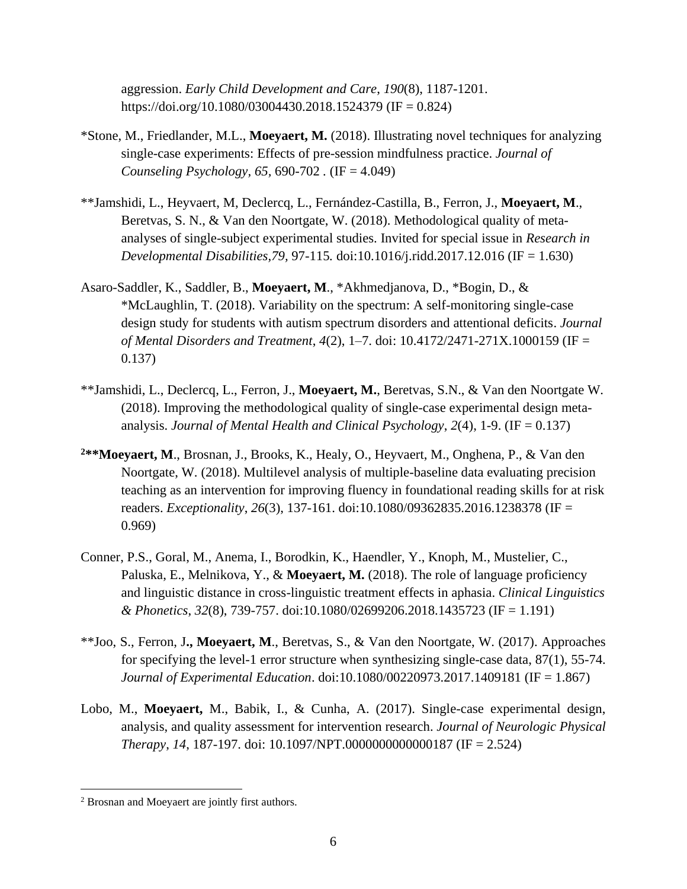aggression. *Early Child Development and Care*, *190*(8), 1187-1201. https://doi.org/10.1080/03004430.2018.1524379 (IF = 0.824)

*Stone, M., Friedlander, M.L., **Moeyaert, M.** (2018). Illustrating novel techniques for analyzing single-case experiments: Effects of pre-session mindfulness practice. *Journal of Counseling Psychology, 65,* 690-702 . (IF = 4.049)

**Jamshidi, L., Heyvaert, M, Declercq, L., Fernández-Castilla, B., Ferron, J., **Moeyaert, M**., Beretvas, S. N., & Van den Noortgate, W. (2018). Methodological quality of meta-analyses of single-subject experimental studies. Invited for special issue in *Research in Developmental Disabilities,79,* 97-115*.* doi:10.1016/j.ridd.2017.12.016 (IF = 1.630)

Asaro-Saddler, K., Saddler, B., **Moeyaert, M**., *Akhmedjanova, D., *Bogin, D., & *McLaughlin, T. (2018). Variability on the spectrum: A self-monitoring single-case design study for students with autism spectrum disorders and attentional deficits. *Journal of Mental Disorders and Treatment*, *4*(2), 1–7. doi: 10.4172/2471-271X.1000159 (IF = 0.137)

**Jamshidi, L., Declercq, L., Ferron, J., **Moeyaert, M.**, Beretvas, S.N., & Van den Noortgate W. (2018). Improving the methodological quality of single-case experimental design meta-analysis. *Journal of Mental Health and Clinical Psychology*, *2*(4), 1-9. (IF = 0.137)

[2]****Moeyaert, M**., Brosnan, J., Brooks, K., Healy, O., Heyvaert, M., Onghena, P., & Van den Noortgate, W. (2018). Multilevel analysis of multiple-baseline data evaluating precision teaching as an intervention for improving fluency in foundational reading skills for at risk readers. *Exceptionality*, *26*(3), 137-161. doi:10.1080/09362835.2016.1238378 (IF = 0.969)

Conner, P.S., Goral, M., Anema, I., Borodkin, K., Haendler, Y., Knoph, M., Mustelier, C., Paluska, E., Melnikova, Y., & **Moeyaert, M.** (2018). The role of language proficiency and linguistic distance in cross-linguistic treatment effects in aphasia. *Clinical Linguistics & Phonetics*, *32*(8), 739-757. doi:10.1080/02699206.2018.1435723 (IF = 1.191)

**Joo, S., Ferron, J**., Moeyaert, M**., Beretvas, S., & Van den Noortgate, W. (2017). Approaches for specifying the level-1 error structure when synthesizing single-case data, 87(1), 55-74. *Journal of Experimental Education*. doi:10.1080/00220973.2017.1409181 (IF = 1.867)

Lobo, M., **Moeyaert,** M., Babik, I., & Cunha, A. (2017). Single-case experimental design, analysis, and quality assessment for intervention research. *Journal of Neurologic Physical Therapy*, *14*, 187-197. doi: 10.1097/NPT.0000000000000187 (IF = 2.524)

---

[2] Brosnan and Moeyaert are jointly first authors.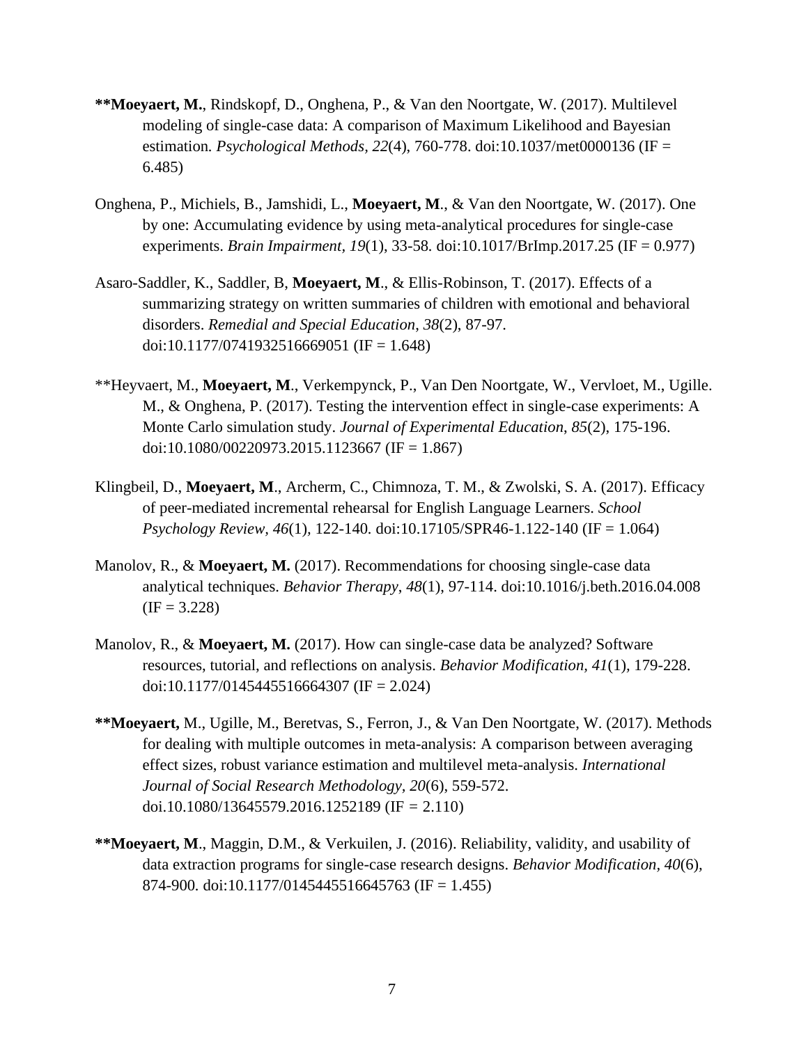**\*\*Moeyaert, M.**, Rindskopf, D., Onghena, P., & Van den Noortgate, W. (2017). Multilevel modeling of single-case data: A comparison of Maximum Likelihood and Bayesian estimation. *Psychological Methods*, *22*(4), 760-778. doi:10.1037/met0000136 (IF = 6.485)

Onghena, P., Michiels, B., Jamshidi, L., **Moeyaert, M**., & Van den Noortgate, W. (2017). One by one: Accumulating evidence by using meta-analytical procedures for single-case experiments. *Brain Impairment*, *19*(1), 33-58. doi:10.1017/BrImp.2017.25 (IF = 0.977)

Asaro-Saddler, K., Saddler, B, **Moeyaert, M**., & Ellis-Robinson, T. (2017). Effects of a summarizing strategy on written summaries of children with emotional and behavioral disorders. *Remedial and Special Education*, *38*(2), 87-97. doi:10.1177/0741932516669051 (IF = 1.648)

\*\*Heyvaert, M., **Moeyaert, M**., Verkempynck, P., Van Den Noortgate, W., Vervloet, M., Ugille. M., & Onghena, P. (2017). Testing the intervention effect in single-case experiments: A Monte Carlo simulation study. *Journal of Experimental Education*, *85*(2), 175-196. doi:10.1080/00220973.2015.1123667 (IF = 1.867)

Klingbeil, D., **Moeyaert, M**., Archerm, C., Chimnoza, T. M., & Zwolski, S. A. (2017). Efficacy of peer-mediated incremental rehearsal for English Language Learners. *School Psychology Review*, *46*(1), 122-140. doi:10.17105/SPR46-1.122-140 (IF = 1.064)

Manolov, R., & **Moeyaert, M.** (2017). Recommendations for choosing single-case data analytical techniques. *Behavior Therapy*, *48*(1), 97-114. doi:10.1016/j.beth.2016.04.008 (IF = 3.228)

Manolov, R., & **Moeyaert, M.** (2017). How can single-case data be analyzed? Software resources, tutorial, and reflections on analysis. *Behavior Modification*, *41*(1), 179-228. doi:10.1177/0145445516664307 (IF = 2.024)

**\*\*Moeyaert,** M., Ugille, M., Beretvas, S., Ferron, J., & Van Den Noortgate, W. (2017). Methods for dealing with multiple outcomes in meta-analysis: A comparison between averaging effect sizes, robust variance estimation and multilevel meta-analysis. *International Journal of Social Research Methodology*, *20*(6), 559-572. doi.10.1080/13645579.2016.1252189 (IF = 2.110)

**\*\*Moeyaert, M**., Maggin, D.M., & Verkuilen, J. (2016). Reliability, validity, and usability of data extraction programs for single-case research designs. *Behavior Modification*, *40*(6), 874-900. doi:10.1177/0145445516645763 (IF = 1.455)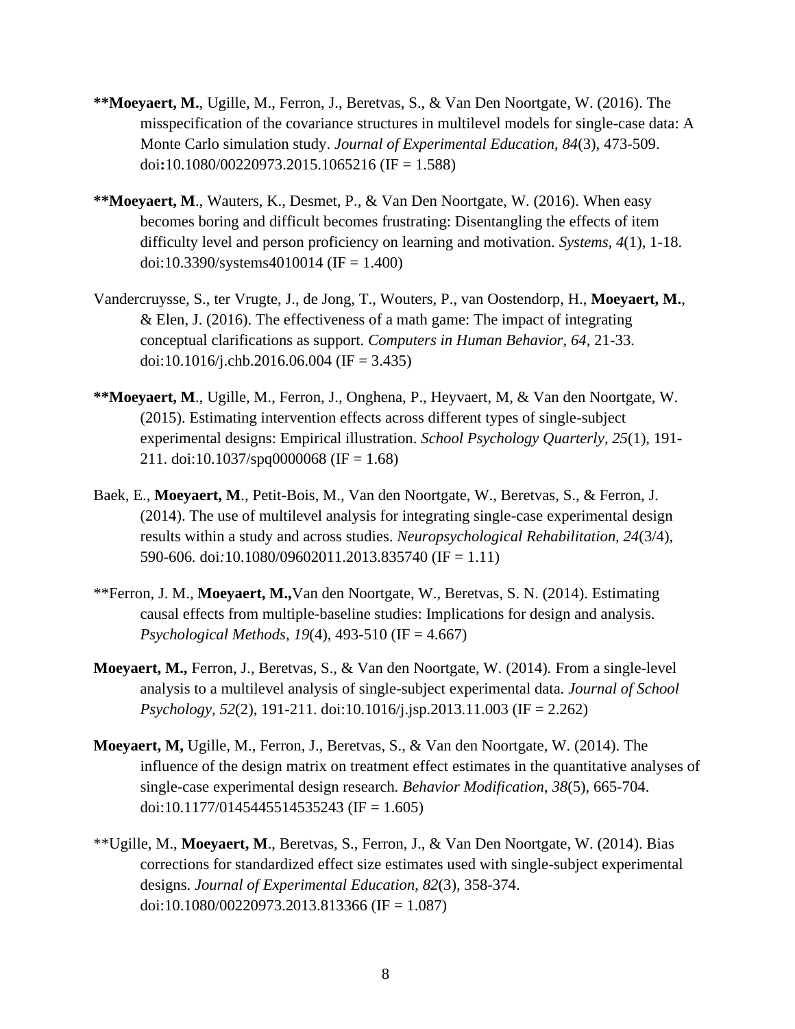**Moeyaert, M.**, Ugille, M., Ferron, J., Beretvas, S., & Van Den Noortgate, W. (2016). The misspecification of the covariance structures in multilevel models for single-case data: A Monte Carlo simulation study. *Journal of Experimental Education*, *84*(3), 473-509. doi**:**10.1080/00220973.2015.1065216 (IF = 1.588)

**Moeyaert, M**., Wauters, K., Desmet, P., & Van Den Noortgate, W. (2016). When easy becomes boring and difficult becomes frustrating: Disentangling the effects of item difficulty level and person proficiency on learning and motivation. *Systems*, *4*(1), 1-18. doi:10.3390/systems4010014 (IF = 1.400)

Vandercruysse, S., ter Vrugte, J., de Jong, T., Wouters, P., van Oostendorp, H., **Moeyaert, M.**, & Elen, J. (2016). The effectiveness of a math game: The impact of integrating conceptual clarifications as support. *Computers in Human Behavior*, *64*, 21-33. doi:10.1016/j.chb.2016.06.004 (IF = 3.435)

**Moeyaert, M**., Ugille, M., Ferron, J., Onghena, P., Heyvaert, M, & Van den Noortgate, W. (2015). Estimating intervention effects across different types of single-subject experimental designs: Empirical illustration. *School Psychology Quarterly*, *25*(1), 191-211. doi:10.1037/spq0000068 (IF = 1.68)

Baek, E., **Moeyaert, M**., Petit-Bois, M., Van den Noortgate, W., Beretvas, S., & Ferron, J. (2014). The use of multilevel analysis for integrating single-case experimental design results within a study and across studies. *Neuropsychological Rehabilitation, 24*(3/4), 590-606. doi*:*10.1080/09602011.2013.835740 (IF = 1.11)

**Ferron, J. M., **Moeyaert, M.,**Van den Noortgate, W., Beretvas, S. N. (2014). Estimating causal effects from multiple-baseline studies: Implications for design and analysis. *Psychological Methods*, *19*(4), 493-510 (IF = 4.667)

**Moeyaert, M.,** Ferron, J., Beretvas, S., & Van den Noortgate, W. (2014). From a single-level analysis to a multilevel analysis of single-subject experimental data. *Journal of School Psychology*, *52*(2), 191-211. doi:10.1016/j.jsp.2013.11.003 (IF = 2.262)

**Moeyaert, M,** Ugille, M., Ferron, J., Beretvas, S., & Van den Noortgate, W. (2014). The influence of the design matrix on treatment effect estimates in the quantitative analyses of single-case experimental design research. *Behavior Modification*, *38*(5), 665-704. doi:10.1177/0145445514535243 (IF = 1.605)

**Ugille, M., **Moeyaert, M**., Beretvas, S., Ferron, J., & Van Den Noortgate, W. (2014). Bias corrections for standardized effect size estimates used with single-subject experimental designs. *Journal of Experimental Education, 82*(3), 358-374. doi:10.1080/00220973.2013.813366 (IF = 1.087)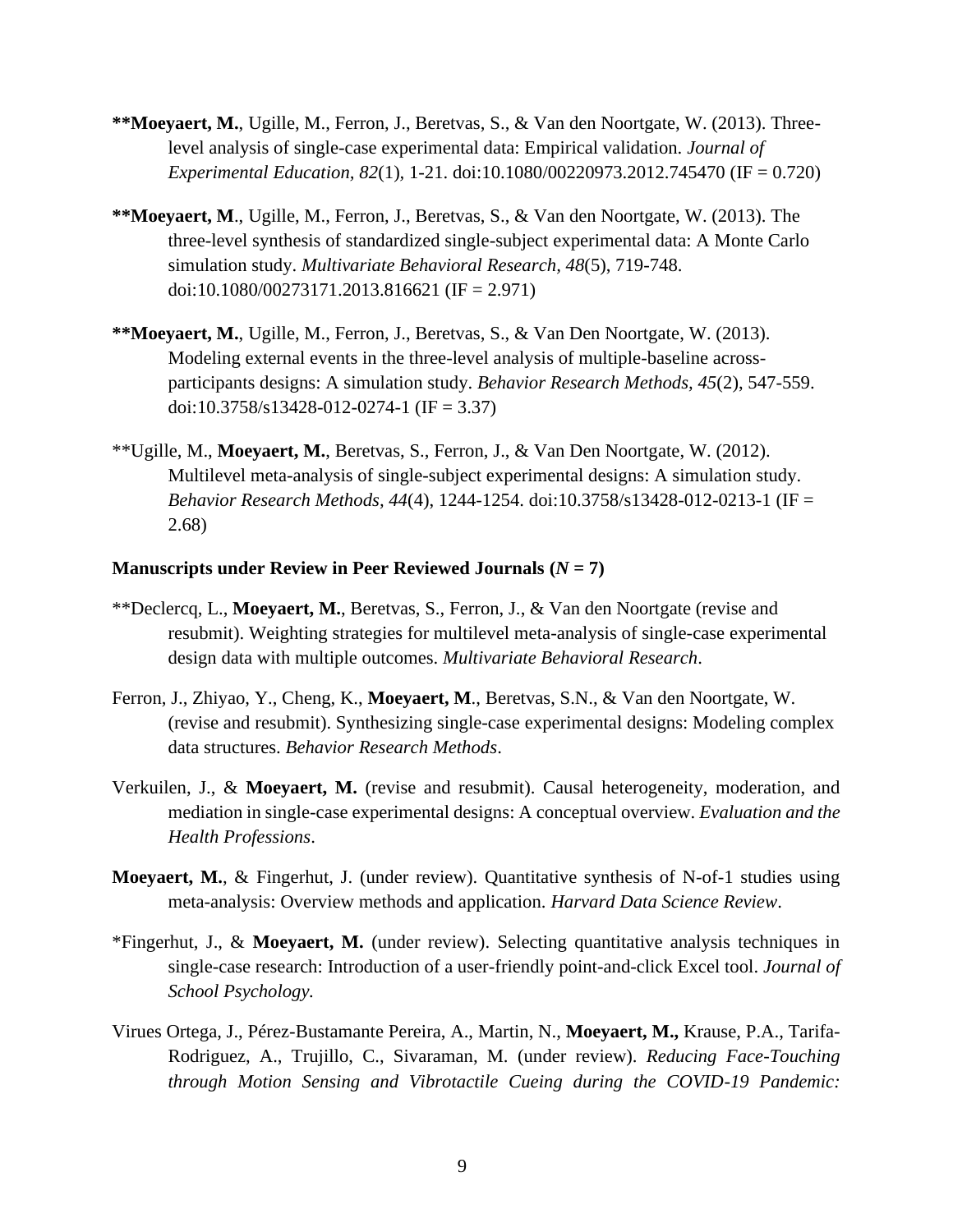**Moeyaert, M.**, Ugille, M., Ferron, J., Beretvas, S., & Van den Noortgate, W. (2013). Three-level analysis of single-case experimental data: Empirical validation. *Journal of Experimental Education, 82*(1), 1-21. doi:10.1080/00220973.2012.745470 (IF = 0.720)

**Moeyaert, M**., Ugille, M., Ferron, J., Beretvas, S., & Van den Noortgate, W. (2013). The three-level synthesis of standardized single-subject experimental data: A Monte Carlo simulation study. *Multivariate Behavioral Research, 48*(5), 719-748. doi:10.1080/00273171.2013.816621 (IF = 2.971)

**Moeyaert, M.**, Ugille, M., Ferron, J., Beretvas, S., & Van Den Noortgate, W. (2013). Modeling external events in the three-level analysis of multiple-baseline across-participants designs: A simulation study. *Behavior Research Methods, 45*(2), 547-559. doi:10.3758/s13428-012-0274-1 (IF = 3.37)

**Ugille, M., **Moeyaert, M.**, Beretvas, S., Ferron, J., & Van Den Noortgate, W. (2012). Multilevel meta-analysis of single-subject experimental designs: A simulation study. *Behavior Research Methods, 44*(4), 1244-1254. doi:10.3758/s13428-012-0213-1 (IF = 2.68)

**Manuscripts under Review in Peer Reviewed Journals (*N* = 7)**

**Declercq, L., **Moeyaert, M.**, Beretvas, S., Ferron, J., & Van den Noortgate (revise and resubmit). Weighting strategies for multilevel meta-analysis of single-case experimental design data with multiple outcomes. *Multivariate Behavioral Research*.

Ferron, J., Zhiyao, Y., Cheng, K., **Moeyaert, M**., Beretvas, S.N., & Van den Noortgate, W. (revise and resubmit). Synthesizing single-case experimental designs: Modeling complex data structures. *Behavior Research Methods*.

Verkuilen, J., & **Moeyaert, M.** (revise and resubmit). Causal heterogeneity, moderation, and mediation in single-case experimental designs: A conceptual overview. *Evaluation and the Health Professions*.

**Moeyaert, M.**, & Fingerhut, J. (under review). Quantitative synthesis of N-of-1 studies using meta-analysis: Overview methods and application. *Harvard Data Science Review*.

*Fingerhut, J., & **Moeyaert, M.** (under review). Selecting quantitative analysis techniques in single-case research: Introduction of a user-friendly point-and-click Excel tool. *Journal of School Psychology.*

Virues Ortega, J., Pérez-Bustamante Pereira, A., Martin, N., **Moeyaert, M.,** Krause, P.A., Tarifa-Rodriguez, A., Trujillo, C., Sivaraman, M. (under review). *Reducing Face-Touching through Motion Sensing and Vibrotactile Cueing during the COVID-19 Pandemic:*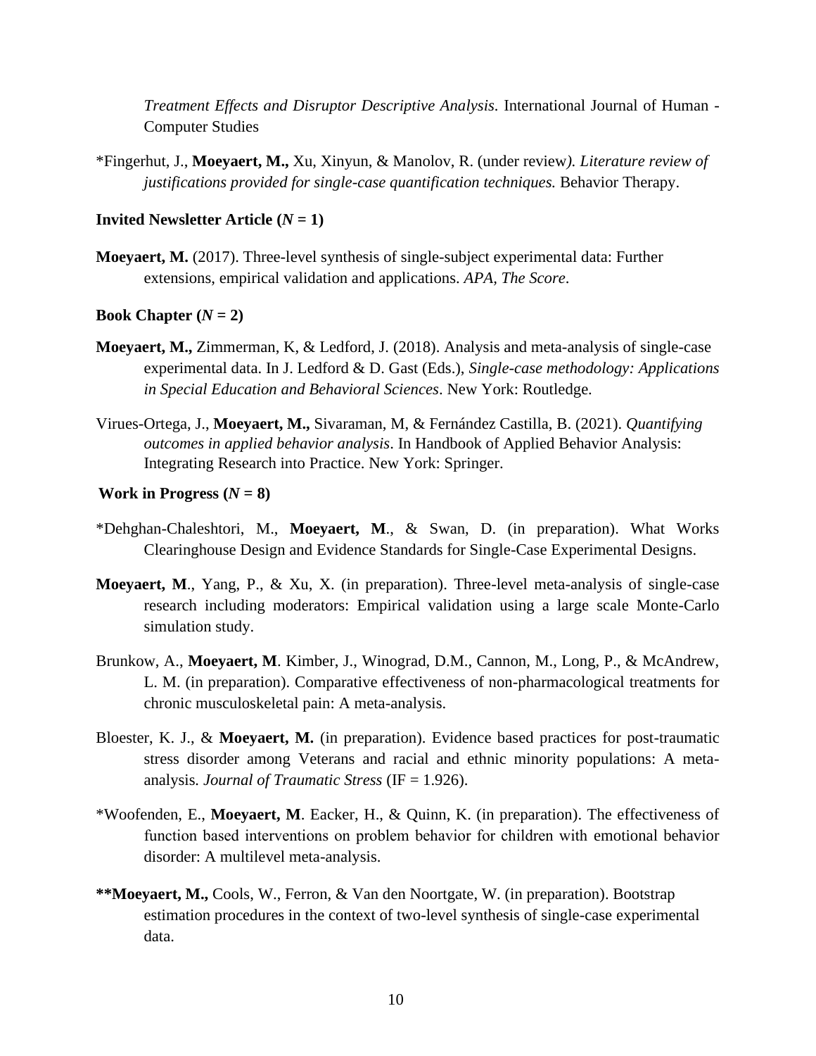*Treatment Effects and Disruptor Descriptive Analysis*. International Journal of Human - Computer Studies

*Fingerhut, J., **Moeyaert, M.,** Xu, Xinyun, & Manolov, R. (under review*). Literature review of justifications provided for single-case quantification techniques.* Behavior Therapy.

**Invited Newsletter Article (*N* = 1)**

**Moeyaert, M.** (2017). Three-level synthesis of single-subject experimental data: Further extensions, empirical validation and applications. *APA, The Score*.

**Book Chapter (*N* = 2)**

**Moeyaert, M.,** Zimmerman, K, & Ledford, J. (2018). Analysis and meta-analysis of single-case experimental data. In J. Ledford & D. Gast (Eds.), *Single-case methodology: Applications in Special Education and Behavioral Sciences*. New York: Routledge.

Virues-Ortega, J., **Moeyaert, M.,** Sivaraman, M, & Fernández Castilla, B. (2021). *Quantifying outcomes in applied behavior analysis*. In Handbook of Applied Behavior Analysis: Integrating Research into Practice. New York: Springer.

**Work in Progress (*N* = 8)**

*Dehghan-Chaleshtori, M., **Moeyaert, M**., & Swan, D. (in preparation). What Works Clearinghouse Design and Evidence Standards for Single-Case Experimental Designs.

**Moeyaert, M**., Yang, P., & Xu, X. (in preparation). Three-level meta-analysis of single-case research including moderators: Empirical validation using a large scale Monte-Carlo simulation study.

Brunkow, A., **Moeyaert, M**. Kimber, J., Winograd, D.M., Cannon, M., Long, P., & McAndrew, L. M. (in preparation). Comparative effectiveness of non-pharmacological treatments for chronic musculoskeletal pain: A meta-analysis.

Bloester, K. J., & **Moeyaert, M.** (in preparation). Evidence based practices for post-traumatic stress disorder among Veterans and racial and ethnic minority populations: A meta-analysis. *Journal of Traumatic Stress* (IF = 1.926).

*Woofenden, E., **Moeyaert, M**. Eacker, H., & Quinn, K. (in preparation). The effectiveness of function based interventions on problem behavior for children with emotional behavior disorder: A multilevel meta-analysis.

****Moeyaert, M.,** Cools, W., Ferron, & Van den Noortgate, W. (in preparation). Bootstrap estimation procedures in the context of two-level synthesis of single-case experimental data.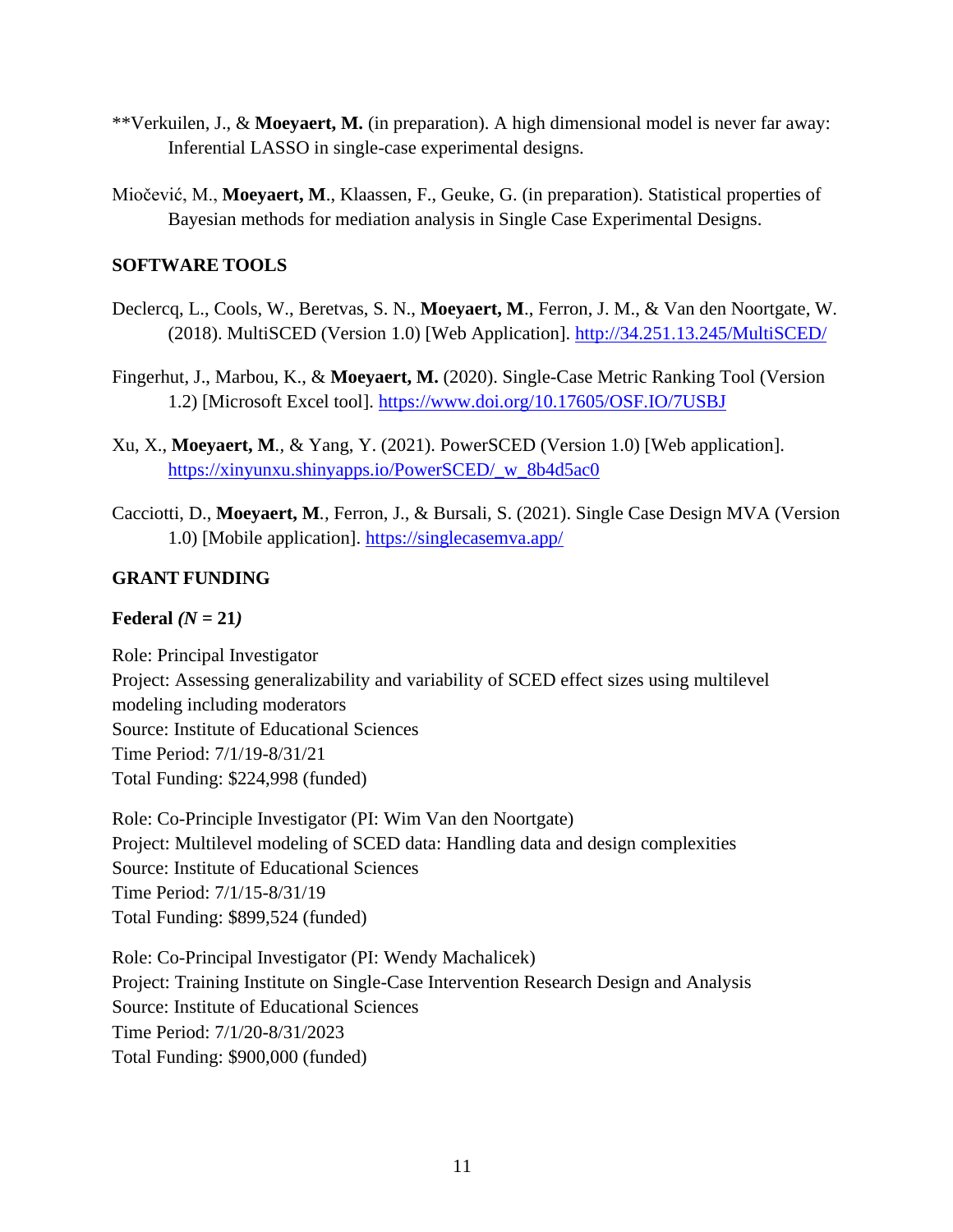**Verkuilen, J., & **Moeyaert, M.** (in preparation). A high dimensional model is never far away: Inferential LASSO in single-case experimental designs.

Miočević, M., **Moeyaert, M**., Klaassen, F., Geuke, G. (in preparation). Statistical properties of Bayesian methods for mediation analysis in Single Case Experimental Designs.

## SOFTWARE TOOLS

Declercq, L., Cools, W., Beretvas, S. N., **Moeyaert, M**., Ferron, J. M., & Van den Noortgate, W. (2018). MultiSCED (Version 1.0) [Web Application]. http://34.251.13.245/MultiSCED/

Fingerhut, J., Marbou, K., & **Moeyaert, M.** (2020). Single-Case Metric Ranking Tool (Version 1.2) [Microsoft Excel tool]. https://www.doi.org/10.17605/OSF.IO/7USBJ

Xu, X., **Moeyaert, M**., & Yang, Y. (2021). PowerSCED (Version 1.0) [Web application]. https://xinyunxu.shinyapps.io/PowerSCED/_w_8b4d5ac0

Cacciotti, D., **Moeyaert, M**., Ferron, J., & Bursali, S. (2021). Single Case Design MVA (Version 1.0) [Mobile application]. https://singlecasemva.app/

## GRANT FUNDING

### Federal *(N* = 21*)*

Role: Principal Investigator
Project: Assessing generalizability and variability of SCED effect sizes using multilevel modeling including moderators
Source: Institute of Educational Sciences
Time Period: 7/1/19-8/31/21
Total Funding: $224,998 (funded)

Role: Co-Principle Investigator (PI: Wim Van den Noortgate)
Project: Multilevel modeling of SCED data: Handling data and design complexities
Source: Institute of Educational Sciences
Time Period: 7/1/15-8/31/19
Total Funding: $899,524 (funded)

Role: Co-Principal Investigator (PI: Wendy Machalicek)
Project: Training Institute on Single-Case Intervention Research Design and Analysis
Source: Institute of Educational Sciences
Time Period: 7/1/20-8/31/2023
Total Funding: $900,000 (funded)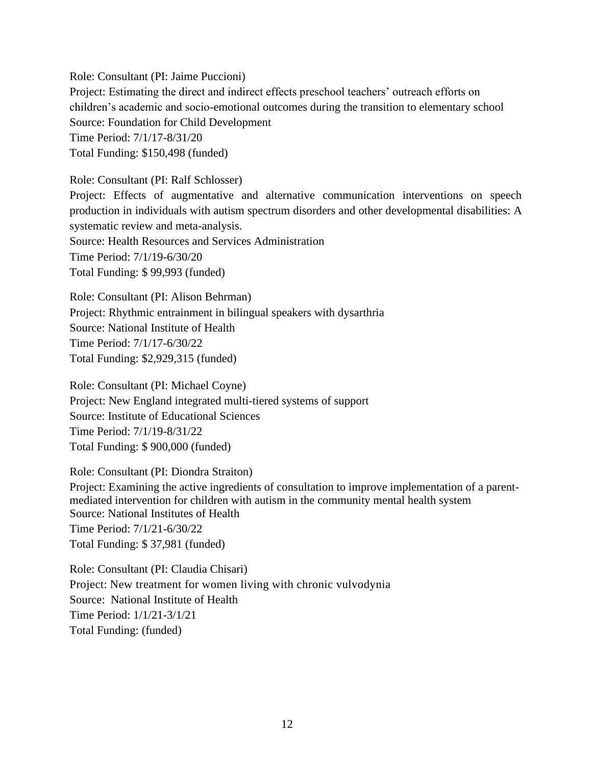Role: Consultant (PI: Jaime Puccioni)
Project: Estimating the direct and indirect effects preschool teachers' outreach efforts on children's academic and socio-emotional outcomes during the transition to elementary school
Source: Foundation for Child Development
Time Period: 7/1/17-8/31/20
Total Funding: $150,498 (funded)

Role: Consultant (PI: Ralf Schlosser)
Project: Effects of augmentative and alternative communication interventions on speech production in individuals with autism spectrum disorders and other developmental disabilities: A systematic review and meta-analysis.
Source: Health Resources and Services Administration
Time Period: 7/1/19-6/30/20
Total Funding: $ 99,993 (funded)

Role: Consultant (PI: Alison Behrman)
Project: Rhythmic entrainment in bilingual speakers with dysarthria
Source: National Institute of Health
Time Period: 7/1/17-6/30/22
Total Funding: $2,929,315 (funded)

Role: Consultant (PI: Michael Coyne)
Project: New England integrated multi-tiered systems of support
Source: Institute of Educational Sciences
Time Period: 7/1/19-8/31/22
Total Funding: $ 900,000 (funded)

Role: Consultant (PI: Diondra Straiton)
Project: Examining the active ingredients of consultation to improve implementation of a parent-mediated intervention for children with autism in the community mental health system
Source: National Institutes of Health
Time Period: 7/1/21-6/30/22
Total Funding: $ 37,981 (funded)

Role: Consultant (PI: Claudia Chisari)
Project: New treatment for women living with chronic vulvodynia
Source: National Institute of Health
Time Period: 1/1/21-3/1/21
Total Funding: (funded)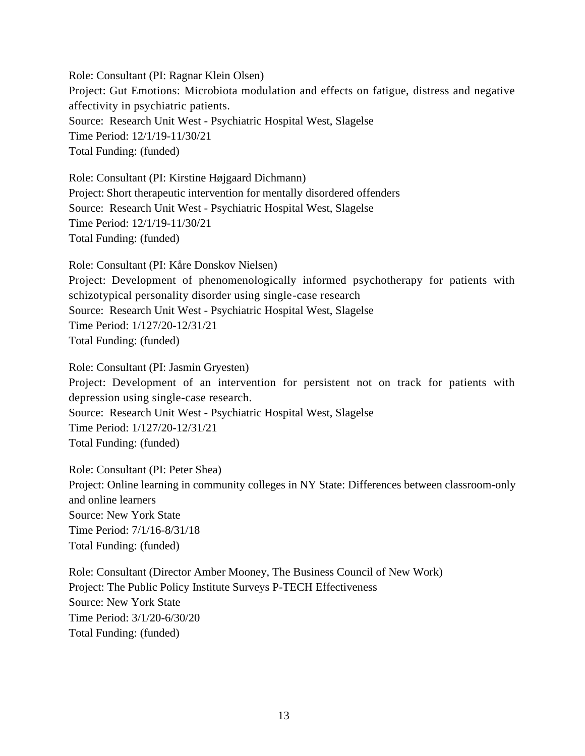Role: Consultant (PI: Ragnar Klein Olsen)
Project: Gut Emotions: Microbiota modulation and effects on fatigue, distress and negative affectivity in psychiatric patients.
Source: Research Unit West - Psychiatric Hospital West, Slagelse
Time Period: 12/1/19-11/30/21
Total Funding: (funded)

Role: Consultant (PI: Kirstine Højgaard Dichmann)
Project: Short therapeutic intervention for mentally disordered offenders
Source: Research Unit West - Psychiatric Hospital West, Slagelse
Time Period: 12/1/19-11/30/21
Total Funding: (funded)

Role: Consultant (PI: Kåre Donskov Nielsen)
Project: Development of phenomenologically informed psychotherapy for patients with schizotypical personality disorder using single-case research
Source: Research Unit West - Psychiatric Hospital West, Slagelse
Time Period: 1/127/20-12/31/21
Total Funding: (funded)

Role: Consultant (PI: Jasmin Gryesten)
Project: Development of an intervention for persistent not on track for patients with depression using single-case research.
Source: Research Unit West - Psychiatric Hospital West, Slagelse
Time Period: 1/127/20-12/31/21
Total Funding: (funded)

Role: Consultant (PI: Peter Shea)
Project: Online learning in community colleges in NY State: Differences between classroom-only and online learners
Source: New York State
Time Period: 7/1/16-8/31/18
Total Funding: (funded)

Role: Consultant (Director Amber Mooney, The Business Council of New Work)
Project: The Public Policy Institute Surveys P-TECH Effectiveness
Source: New York State
Time Period: 3/1/20-6/30/20
Total Funding: (funded)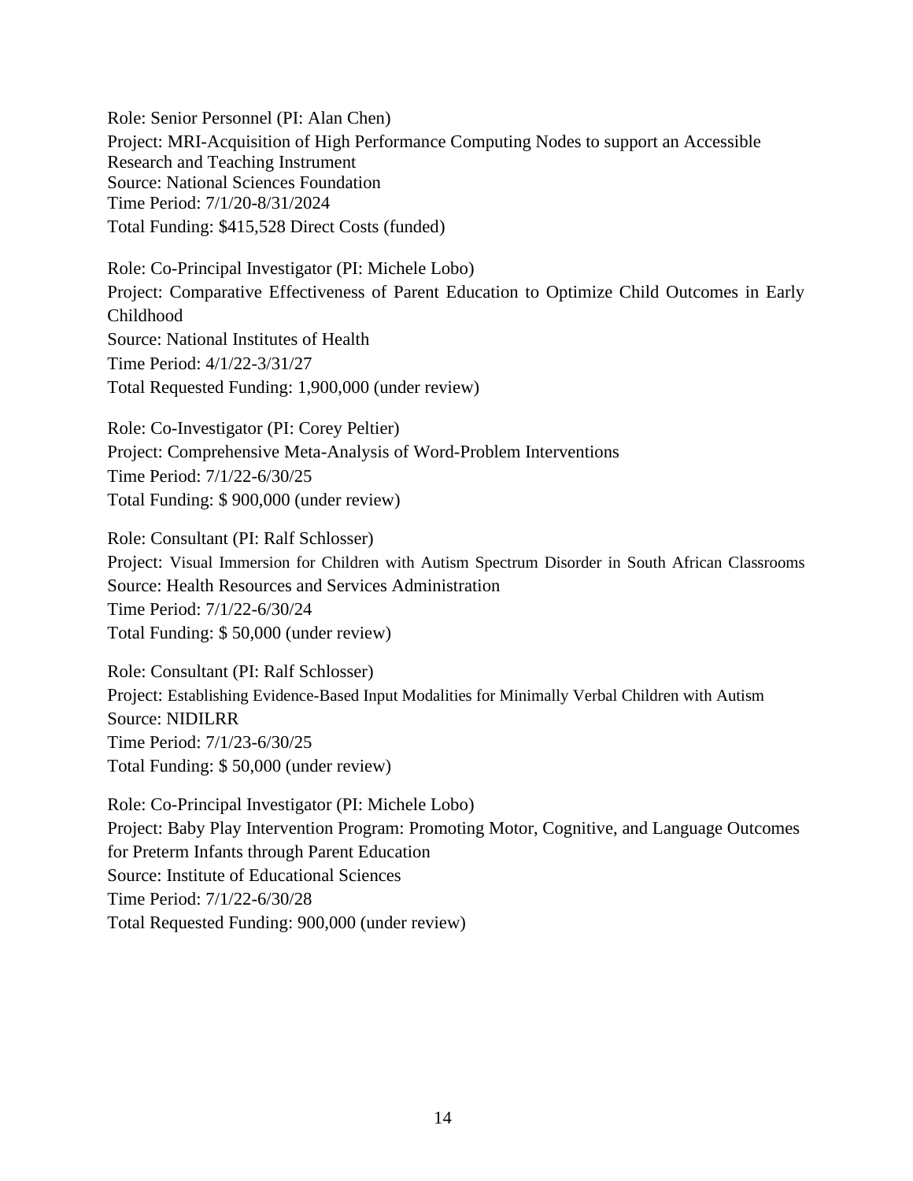Role: Senior Personnel (PI: Alan Chen)
Project: MRI-Acquisition of High Performance Computing Nodes to support an Accessible Research and Teaching Instrument
Source: National Sciences Foundation
Time Period: 7/1/20-8/31/2024
Total Funding: $415,528 Direct Costs (funded)

Role: Co-Principal Investigator (PI: Michele Lobo)
Project: Comparative Effectiveness of Parent Education to Optimize Child Outcomes in Early Childhood
Source: National Institutes of Health
Time Period: 4/1/22-3/31/27
Total Requested Funding: 1,900,000 (under review)

Role: Co-Investigator (PI: Corey Peltier)
Project: Comprehensive Meta-Analysis of Word-Problem Interventions
Time Period: 7/1/22-6/30/25
Total Funding: $ 900,000 (under review)

Role: Consultant (PI: Ralf Schlosser)
Project: Visual Immersion for Children with Autism Spectrum Disorder in South African Classrooms
Source: Health Resources and Services Administration
Time Period: 7/1/22-6/30/24
Total Funding: $ 50,000 (under review)

Role: Consultant (PI: Ralf Schlosser)
Project: Establishing Evidence-Based Input Modalities for Minimally Verbal Children with Autism
Source: NIDILRR
Time Period: 7/1/23-6/30/25
Total Funding: $ 50,000 (under review)

Role: Co-Principal Investigator (PI: Michele Lobo)
Project: Baby Play Intervention Program: Promoting Motor, Cognitive, and Language Outcomes for Preterm Infants through Parent Education
Source: Institute of Educational Sciences
Time Period: 7/1/22-6/30/28
Total Requested Funding: 900,000 (under review)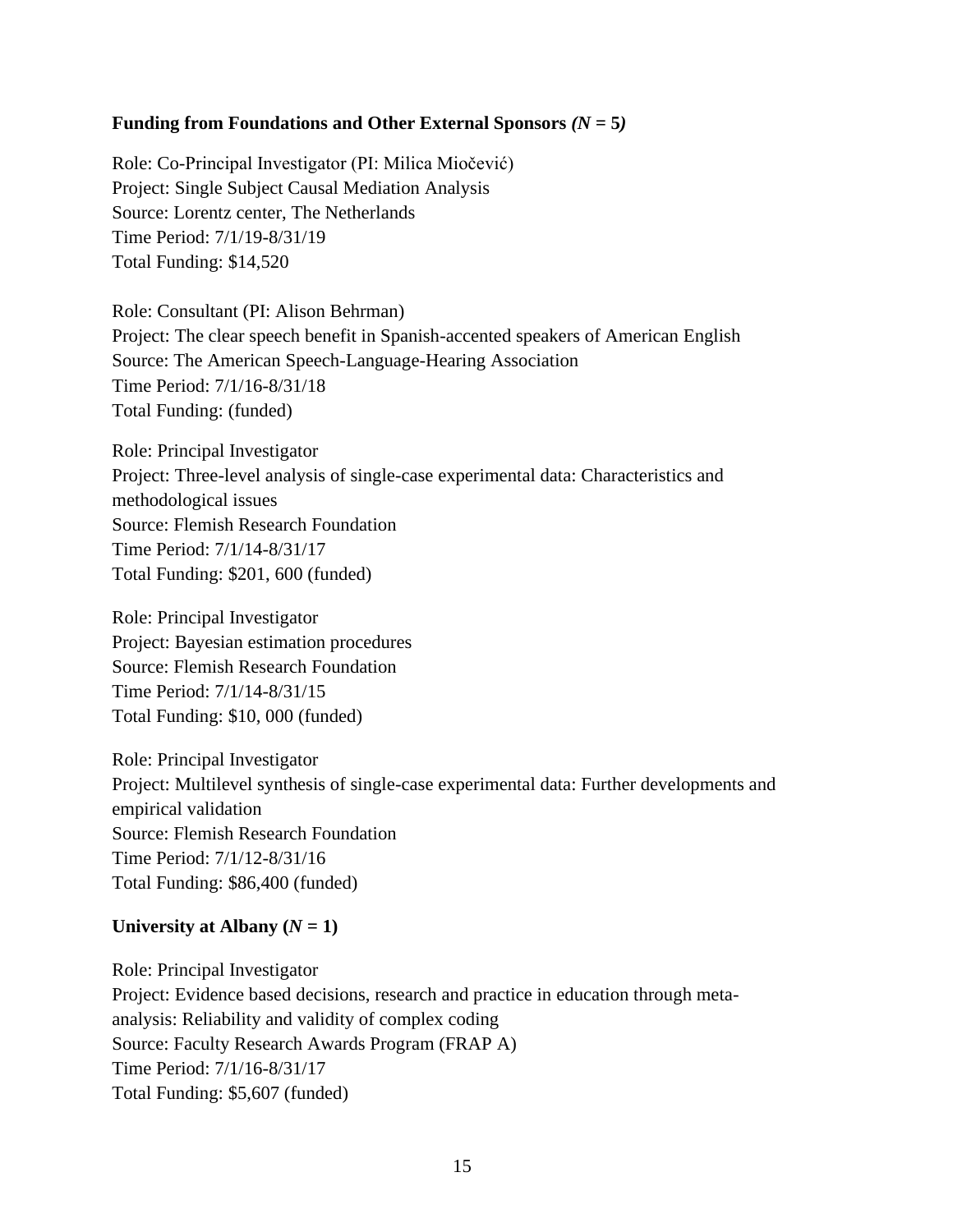**Funding from Foundations and Other External Sponsors *(N* = 5*)***

Role: Co-Principal Investigator (PI: Milica Miočević)
Project: Single Subject Causal Mediation Analysis
Source: Lorentz center, The Netherlands
Time Period: 7/1/19-8/31/19
Total Funding: $14,520

Role: Consultant (PI: Alison Behrman)
Project: The clear speech benefit in Spanish-accented speakers of American English
Source: The American Speech-Language-Hearing Association
Time Period: 7/1/16-8/31/18
Total Funding: (funded)

Role: Principal Investigator
Project: Three-level analysis of single-case experimental data: Characteristics and methodological issues
Source: Flemish Research Foundation
Time Period: 7/1/14-8/31/17
Total Funding: $201, 600 (funded)

Role: Principal Investigator
Project: Bayesian estimation procedures
Source: Flemish Research Foundation
Time Period: 7/1/14-8/31/15
Total Funding: $10, 000 (funded)

Role: Principal Investigator
Project: Multilevel synthesis of single-case experimental data: Further developments and empirical validation
Source: Flemish Research Foundation
Time Period: 7/1/12-8/31/16
Total Funding: $86,400 (funded)

**University at Albany (*N* = 1)**

Role: Principal Investigator
Project: Evidence based decisions, research and practice in education through meta-analysis: Reliability and validity of complex coding
Source: Faculty Research Awards Program (FRAP A)
Time Period: 7/1/16-8/31/17
Total Funding: $5,607 (funded)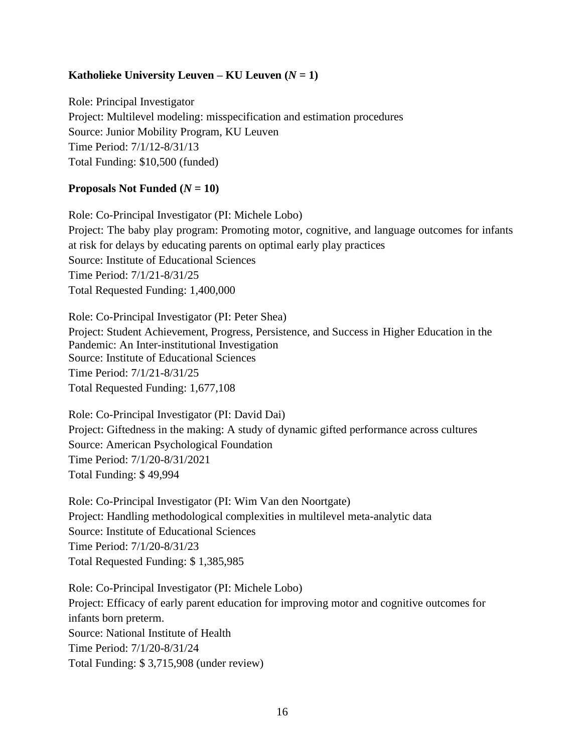**Katholieke University Leuven – KU Leuven (*N* = 1)**

Role: Principal Investigator
Project: Multilevel modeling: misspecification and estimation procedures
Source: Junior Mobility Program, KU Leuven
Time Period: 7/1/12-8/31/13
Total Funding: $10,500 (funded)

**Proposals Not Funded (*N* = 10)**

Role: Co-Principal Investigator (PI: Michele Lobo)
Project: The baby play program: Promoting motor, cognitive, and language outcomes for infants at risk for delays by educating parents on optimal early play practices
Source: Institute of Educational Sciences
Time Period: 7/1/21-8/31/25
Total Requested Funding: 1,400,000

Role: Co-Principal Investigator (PI: Peter Shea)
Project: Student Achievement, Progress, Persistence, and Success in Higher Education in the Pandemic: An Inter-institutional Investigation
Source: Institute of Educational Sciences
Time Period: 7/1/21-8/31/25
Total Requested Funding: 1,677,108

Role: Co-Principal Investigator (PI: David Dai)
Project: Giftedness in the making: A study of dynamic gifted performance across cultures
Source: American Psychological Foundation
Time Period: 7/1/20-8/31/2021
Total Funding: $ 49,994

Role: Co-Principal Investigator (PI: Wim Van den Noortgate)
Project: Handling methodological complexities in multilevel meta-analytic data
Source: Institute of Educational Sciences
Time Period: 7/1/20-8/31/23
Total Requested Funding: $ 1,385,985

Role: Co-Principal Investigator (PI: Michele Lobo)
Project: Efficacy of early parent education for improving motor and cognitive outcomes for infants born preterm.
Source: National Institute of Health
Time Period: 7/1/20-8/31/24
Total Funding: $ 3,715,908 (under review)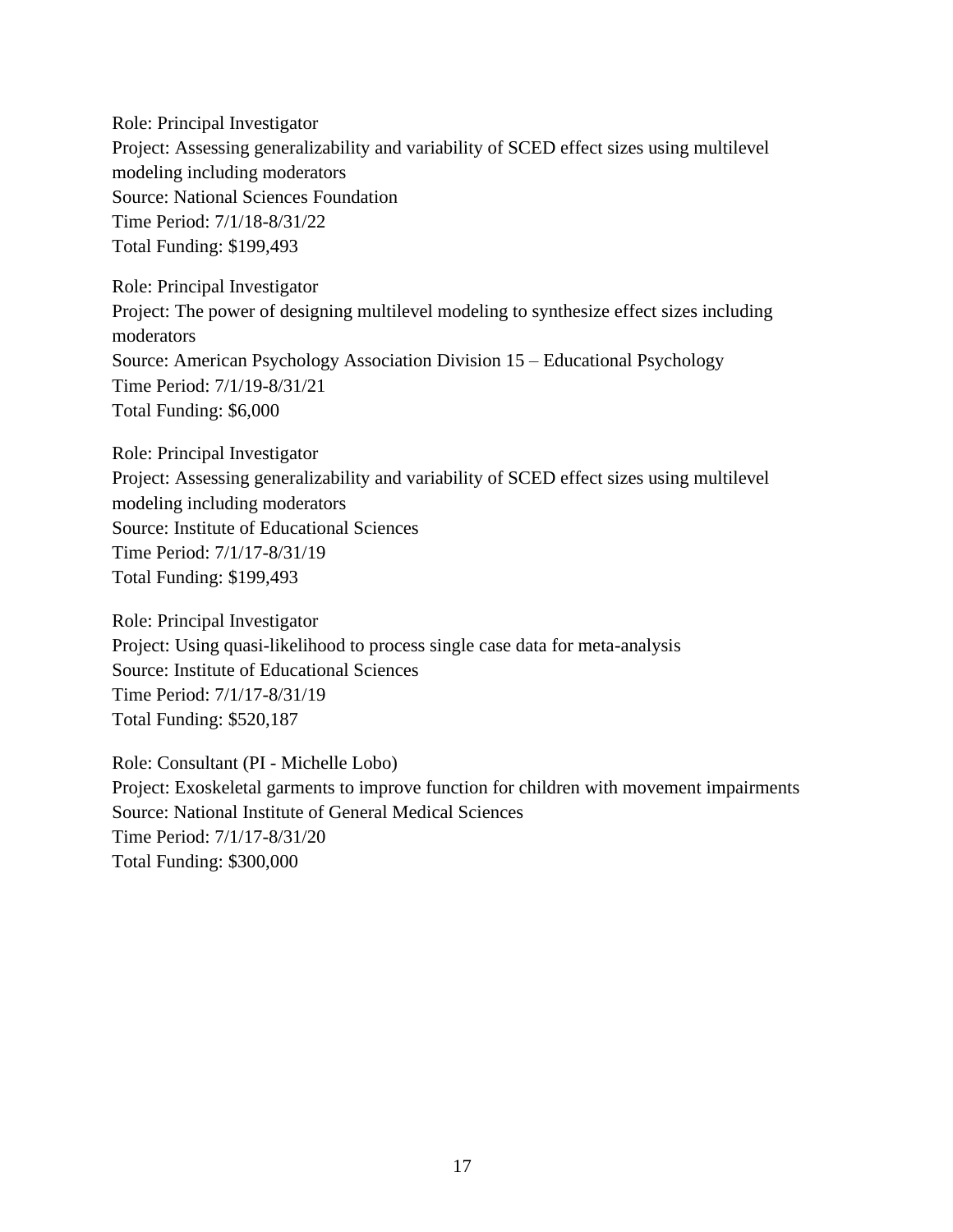Role: Principal Investigator
Project: Assessing generalizability and variability of SCED effect sizes using multilevel modeling including moderators
Source: National Sciences Foundation
Time Period: 7/1/18-8/31/22
Total Funding: $199,493

Role: Principal Investigator
Project: The power of designing multilevel modeling to synthesize effect sizes including moderators
Source: American Psychology Association Division 15 – Educational Psychology
Time Period: 7/1/19-8/31/21
Total Funding: $6,000

Role: Principal Investigator
Project: Assessing generalizability and variability of SCED effect sizes using multilevel modeling including moderators
Source: Institute of Educational Sciences
Time Period: 7/1/17-8/31/19
Total Funding: $199,493

Role: Principal Investigator
Project: Using quasi-likelihood to process single case data for meta-analysis
Source: Institute of Educational Sciences
Time Period: 7/1/17-8/31/19
Total Funding: $520,187

Role: Consultant (PI - Michelle Lobo)
Project: Exoskeletal garments to improve function for children with movement impairments
Source: National Institute of General Medical Sciences
Time Period: 7/1/17-8/31/20
Total Funding: $300,000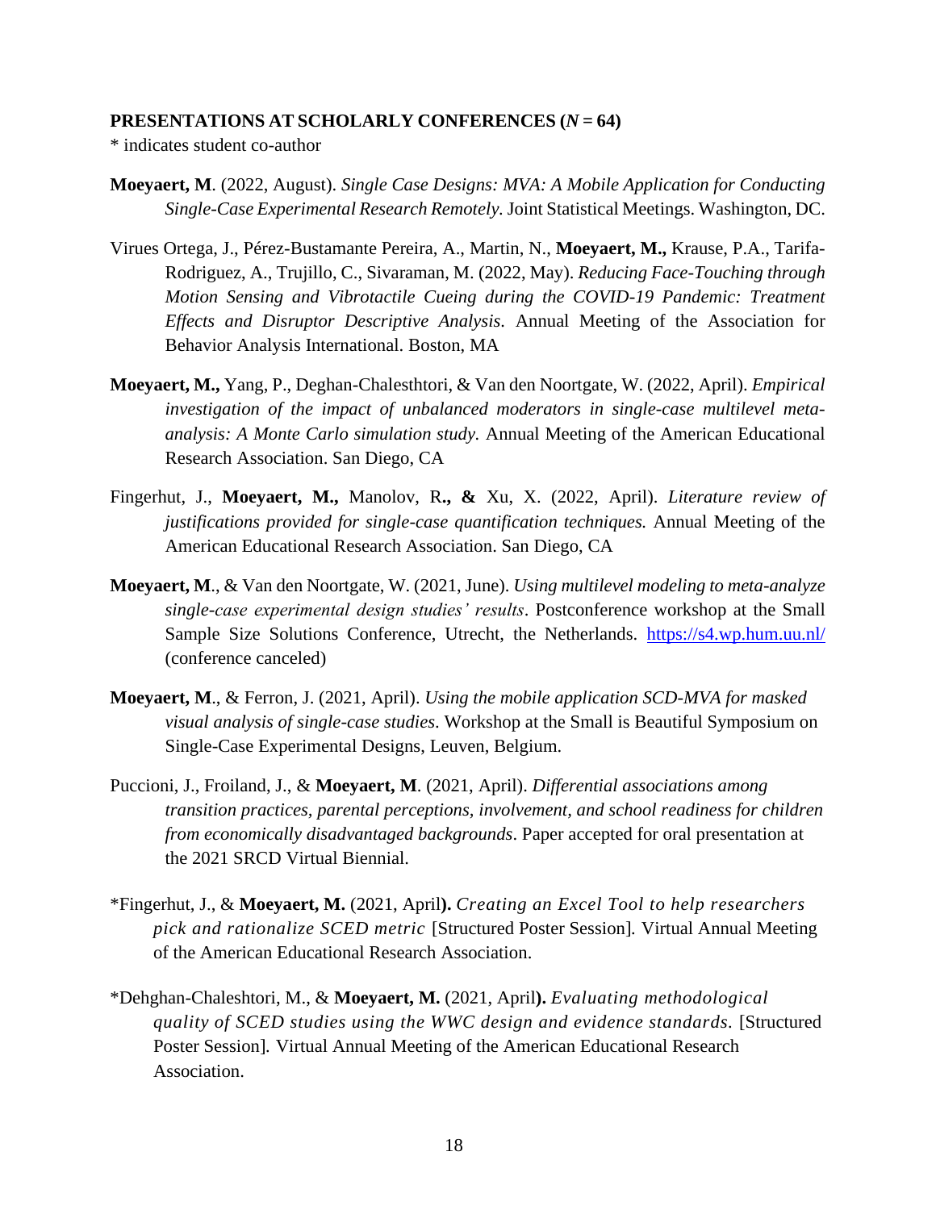**PRESENTATIONS AT SCHOLARLY CONFERENCES (*N* = 64)**

* indicates student co-author

**Moeyaert, M**. (2022, August). *Single Case Designs: MVA: A Mobile Application for Conducting Single-Case Experimental Research Remotely.* Joint Statistical Meetings. Washington, DC.

Virues Ortega, J., Pérez-Bustamante Pereira, A., Martin, N., **Moeyaert, M.,** Krause, P.A., Tarifa-Rodriguez, A., Trujillo, C., Sivaraman, M. (2022, May). *Reducing Face-Touching through Motion Sensing and Vibrotactile Cueing during the COVID-19 Pandemic: Treatment Effects and Disruptor Descriptive Analysis.* Annual Meeting of the Association for Behavior Analysis International. Boston, MA

**Moeyaert, M.,** Yang, P., Deghan-Chalesthtori, & Van den Noortgate, W. (2022, April). *Empirical investigation of the impact of unbalanced moderators in single-case multilevel meta-analysis: A Monte Carlo simulation study.* Annual Meeting of the American Educational Research Association. San Diego, CA

Fingerhut, J., **Moeyaert, M.,** Manolov, R**., &** Xu, X. (2022, April). *Literature review of justifications provided for single-case quantification techniques.* Annual Meeting of the American Educational Research Association. San Diego, CA

**Moeyaert, M**., & Van den Noortgate, W. (2021, June). *Using multilevel modeling to meta-analyze single-case experimental design studies' results*. Postconference workshop at the Small Sample Size Solutions Conference, Utrecht, the Netherlands. https://s4.wp.hum.uu.nl/ (conference canceled)

**Moeyaert, M**., & Ferron, J. (2021, April). *Using the mobile application SCD-MVA for masked visual analysis of single-case studies*. Workshop at the Small is Beautiful Symposium on Single-Case Experimental Designs, Leuven, Belgium.

Puccioni, J., Froiland, J., & **Moeyaert, M**. (2021, April). *Differential associations among transition practices, parental perceptions, involvement, and school readiness for children from economically disadvantaged backgrounds*. Paper accepted for oral presentation at the 2021 SRCD Virtual Biennial.

*Fingerhut, J., & **Moeyaert, M.** (2021, April**).** *Creating an Excel Tool to help researchers pick and rationalize SCED metric* [Structured Poster Session]*.* Virtual Annual Meeting of the American Educational Research Association.

*Dehghan-Chaleshtori, M., & **Moeyaert, M.** (2021, April**).** *Evaluating methodological quality of SCED studies using the WWC design and evidence standards.* [Structured Poster Session]*.* Virtual Annual Meeting of the American Educational Research Association.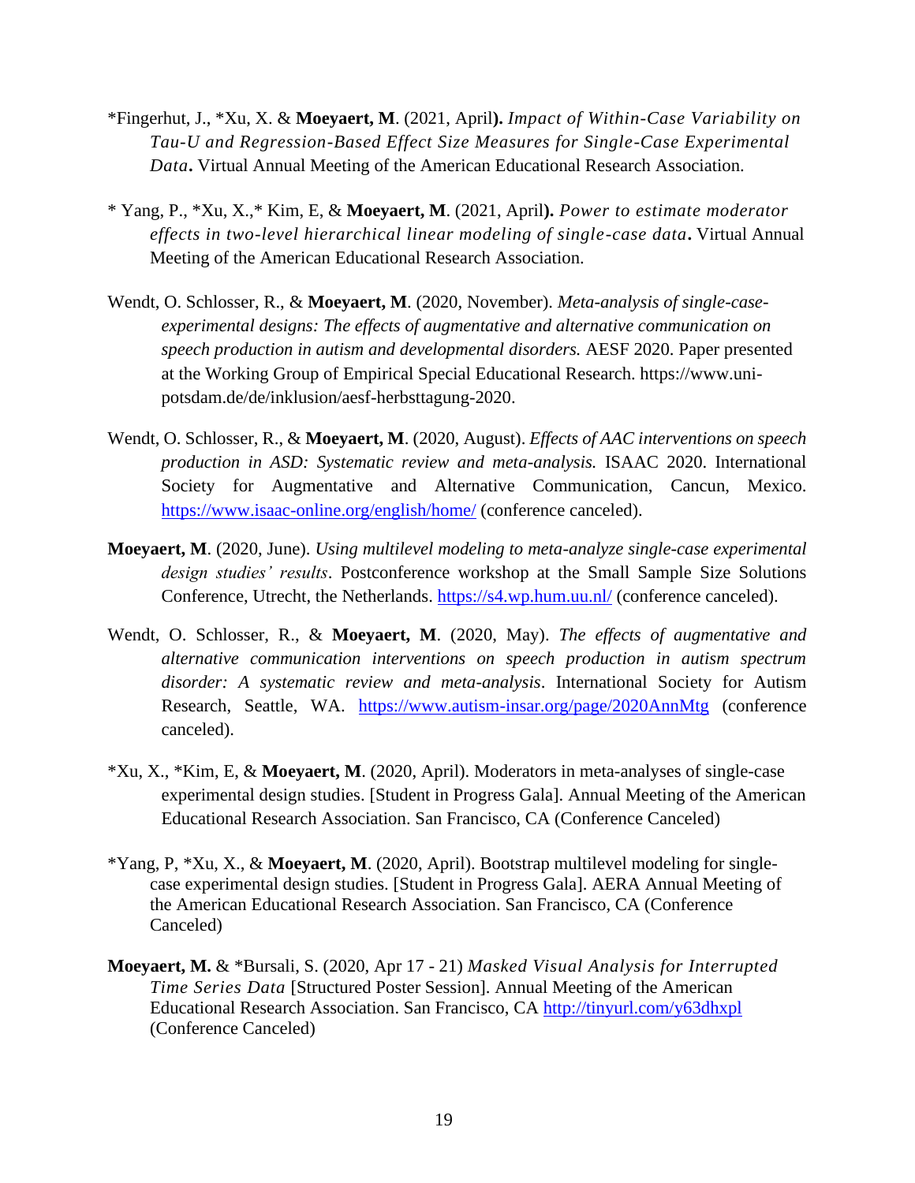*Fingerhut, J., *Xu, X. & **Moeyaert, M**. (2021, April**).** *Impact of Within-Case Variability on Tau-U and Regression-Based Effect Size Measures for Single-Case Experimental Data***.** Virtual Annual Meeting of the American Educational Research Association.

* Yang, P., *Xu, X.,* Kim, E, & **Moeyaert, M**. (2021, April**).** *Power to estimate moderator effects in two-level hierarchical linear modeling of single-case data***.** Virtual Annual Meeting of the American Educational Research Association.

Wendt, O. Schlosser, R., & **Moeyaert, M**. (2020, November). *Meta-analysis of single-case-experimental designs: The effects of augmentative and alternative communication on speech production in autism and developmental disorders.* AESF 2020. Paper presented at the Working Group of Empirical Special Educational Research. https://www.uni-potsdam.de/de/inklusion/aesf-herbsttagung-2020.

Wendt, O. Schlosser, R., & **Moeyaert, M**. (2020, August). *Effects of AAC interventions on speech production in ASD: Systematic review and meta-analysis.* ISAAC 2020. International Society for Augmentative and Alternative Communication, Cancun, Mexico. https://www.isaac-online.org/english/home/ (conference canceled).

**Moeyaert, M**. (2020, June). *Using multilevel modeling to meta-analyze single-case experimental design studies' results*. Postconference workshop at the Small Sample Size Solutions Conference, Utrecht, the Netherlands. https://s4.wp.hum.uu.nl/ (conference canceled).

Wendt, O. Schlosser, R., & **Moeyaert, M**. (2020, May). *The effects of augmentative and alternative communication interventions on speech production in autism spectrum disorder: A systematic review and meta-analysis*. International Society for Autism Research, Seattle, WA. https://www.autism-insar.org/page/2020AnnMtg (conference canceled).

*Xu, X., *Kim, E, & **Moeyaert, M**. (2020, April). Moderators in meta-analyses of single-case experimental design studies. [Student in Progress Gala]. Annual Meeting of the American Educational Research Association. San Francisco, CA (Conference Canceled)

*Yang, P, *Xu, X., & **Moeyaert, M**. (2020, April). Bootstrap multilevel modeling for single-case experimental design studies. [Student in Progress Gala]. AERA Annual Meeting of the American Educational Research Association. San Francisco, CA (Conference Canceled)

**Moeyaert, M.** & *Bursali, S. (2020, Apr 17 - 21) *Masked Visual Analysis for Interrupted Time Series Data* [Structured Poster Session]. Annual Meeting of the American Educational Research Association. San Francisco, CA http://tinyurl.com/y63dhxpl (Conference Canceled)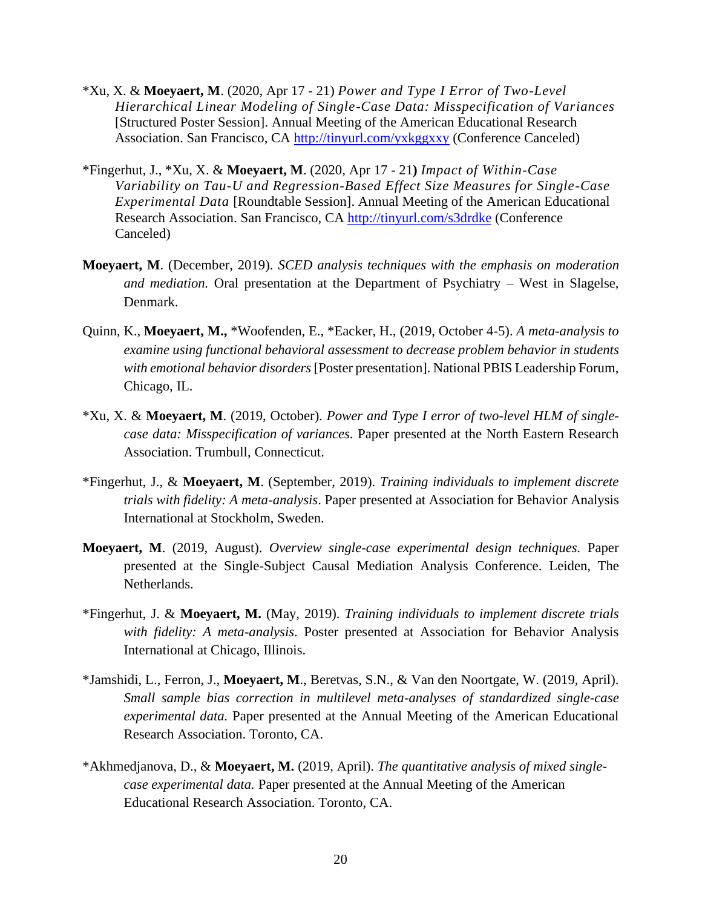*Xu, X. & **Moeyaert, M**. (2020, Apr 17 - 21) *Power and Type I Error of Two-Level Hierarchical Linear Modeling of Single-Case Data: Misspecification of Variances* [Structured Poster Session]. Annual Meeting of the American Educational Research Association. San Francisco, CA http://tinyurl.com/yxkggxxy (Conference Canceled)

*Fingerhut, J., *Xu, X. & **Moeyaert, M**. (2020, Apr 17 - 21**)** *Impact of Within-Case Variability on Tau-U and Regression-Based Effect Size Measures for Single-Case Experimental Data* [Roundtable Session]. Annual Meeting of the American Educational Research Association. San Francisco, CA http://tinyurl.com/s3drdke (Conference Canceled)

**Moeyaert, M**. (December, 2019). *SCED analysis techniques with the emphasis on moderation and mediation.* Oral presentation at the Department of Psychiatry – West in Slagelse, Denmark.

Quinn, K., **Moeyaert, M.,** *Woofenden, E., *Eacker, H., (2019, October 4-5). *A meta-analysis to examine using functional behavioral assessment to decrease problem behavior in students with emotional behavior disorders* [Poster presentation]. National PBIS Leadership Forum, Chicago, IL.

*Xu, X. & **Moeyaert, M**. (2019, October). *Power and Type I error of two-level HLM of single-case data: Misspecification of variances.* Paper presented at the North Eastern Research Association. Trumbull, Connecticut.

*Fingerhut, J., & **Moeyaert, M**. (September, 2019). *Training individuals to implement discrete trials with fidelity: A meta-analysis*. Paper presented at Association for Behavior Analysis International at Stockholm, Sweden.

**Moeyaert, M**. (2019, August). *Overview single-case experimental design techniques.* Paper presented at the Single-Subject Causal Mediation Analysis Conference. Leiden, The Netherlands.

*Fingerhut, J. & **Moeyaert, M.** (May, 2019). *Training individuals to implement discrete trials with fidelity: A meta-analysis.* Poster presented at Association for Behavior Analysis International at Chicago, Illinois.

*Jamshidi, L., Ferron, J., **Moeyaert, M**., Beretvas, S.N., & Van den Noortgate, W. (2019, April). *Small sample bias correction in multilevel meta-analyses of standardized single-case experimental data.* Paper presented at the Annual Meeting of the American Educational Research Association. Toronto, CA.

*Akhmedjanova, D., & **Moeyaert, M.** (2019, April). *The quantitative analysis of mixed single-case experimental data.* Paper presented at the Annual Meeting of the American Educational Research Association. Toronto, CA.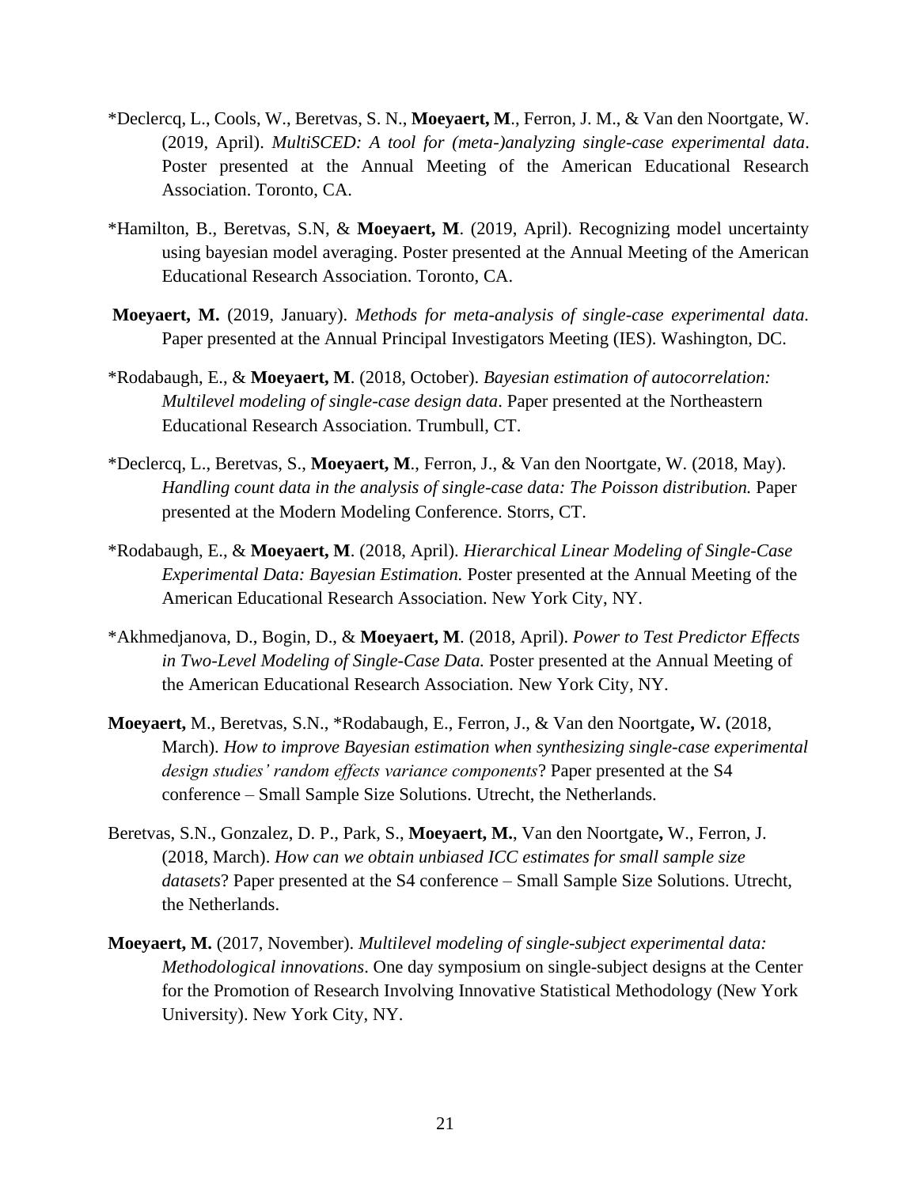*Declercq, L., Cools, W., Beretvas, S. N., **Moeyaert, M**., Ferron, J. M., & Van den Noortgate, W. (2019, April). *MultiSCED: A tool for (meta-)analyzing single-case experimental data*. Poster presented at the Annual Meeting of the American Educational Research Association. Toronto, CA.

*Hamilton, B., Beretvas, S.N, & **Moeyaert, M**. (2019, April). Recognizing model uncertainty using bayesian model averaging. Poster presented at the Annual Meeting of the American Educational Research Association. Toronto, CA.

**Moeyaert, M.** (2019, January). *Methods for meta-analysis of single-case experimental data.* Paper presented at the Annual Principal Investigators Meeting (IES). Washington, DC.

*Rodabaugh, E., & **Moeyaert, M**. (2018, October). *Bayesian estimation of autocorrelation: Multilevel modeling of single-case design data*. Paper presented at the Northeastern Educational Research Association. Trumbull, CT.

*Declercq, L., Beretvas, S., **Moeyaert, M**., Ferron, J., & Van den Noortgate, W. (2018, May). *Handling count data in the analysis of single-case data: The Poisson distribution.* Paper presented at the Modern Modeling Conference. Storrs, CT.

*Rodabaugh, E., & **Moeyaert, M**. (2018, April). *Hierarchical Linear Modeling of Single-Case Experimental Data: Bayesian Estimation.* Poster presented at the Annual Meeting of the American Educational Research Association. New York City, NY.

*Akhmedjanova, D., Bogin, D., & **Moeyaert, M**. (2018, April). *Power to Test Predictor Effects in Two-Level Modeling of Single-Case Data.* Poster presented at the Annual Meeting of the American Educational Research Association. New York City, NY.

**Moeyaert,** M., Beretvas, S.N., *Rodabaugh, E., Ferron, J., & Van den Noortgate**,** W**.** (2018, March). *How to improve Bayesian estimation when synthesizing single-case experimental design studies' random effects variance components*? Paper presented at the S4 conference – Small Sample Size Solutions. Utrecht, the Netherlands.

Beretvas, S.N., Gonzalez, D. P., Park, S., **Moeyaert, M.**, Van den Noortgate**,** W., Ferron, J. (2018, March). *How can we obtain unbiased ICC estimates for small sample size datasets*? Paper presented at the S4 conference – Small Sample Size Solutions. Utrecht, the Netherlands.

**Moeyaert, M.** (2017, November). *Multilevel modeling of single-subject experimental data: Methodological innovations*. One day symposium on single-subject designs at the Center for the Promotion of Research Involving Innovative Statistical Methodology (New York University). New York City, NY.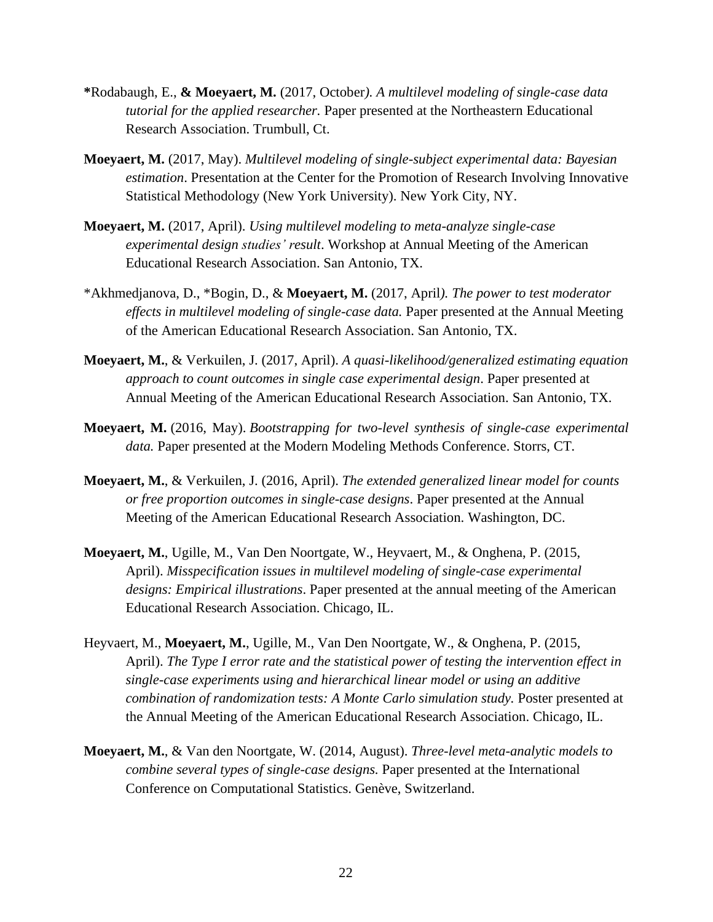**\***Rodabaugh, E., **& Moeyaert, M.** (2017, October*). A multilevel modeling of single-case data tutorial for the applied researcher.* Paper presented at the Northeastern Educational Research Association. Trumbull, Ct.

**Moeyaert, M.** (2017, May). *Multilevel modeling of single-subject experimental data: Bayesian estimation*. Presentation at the Center for the Promotion of Research Involving Innovative Statistical Methodology (New York University). New York City, NY.

**Moeyaert, M.** (2017, April). *Using multilevel modeling to meta-analyze single-case experimental design studies' result*. Workshop at Annual Meeting of the American Educational Research Association. San Antonio, TX.

\*Akhmedjanova, D., \*Bogin, D., & **Moeyaert, M.** (2017, April*). The power to test moderator effects in multilevel modeling of single-case data.* Paper presented at the Annual Meeting of the American Educational Research Association. San Antonio, TX.

**Moeyaert, M.**, & Verkuilen, J. (2017, April). *A quasi-likelihood/generalized estimating equation approach to count outcomes in single case experimental design*. Paper presented at Annual Meeting of the American Educational Research Association. San Antonio, TX.

**Moeyaert, M.** (2016, May). *Bootstrapping for two-level synthesis of single-case experimental data.* Paper presented at the Modern Modeling Methods Conference. Storrs, CT.

**Moeyaert, M.**, & Verkuilen, J. (2016, April). *The extended generalized linear model for counts or free proportion outcomes in single-case designs*. Paper presented at the Annual Meeting of the American Educational Research Association. Washington, DC.

**Moeyaert, M.**, Ugille, M., Van Den Noortgate, W., Heyvaert, M., & Onghena, P. (2015, April). *Misspecification issues in multilevel modeling of single-case experimental designs: Empirical illustrations*. Paper presented at the annual meeting of the American Educational Research Association. Chicago, IL.

Heyvaert, M., **Moeyaert, M.**, Ugille, M., Van Den Noortgate, W., & Onghena, P. (2015, April). *The Type I error rate and the statistical power of testing the intervention effect in single-case experiments using and hierarchical linear model or using an additive combination of randomization tests: A Monte Carlo simulation study.* Poster presented at the Annual Meeting of the American Educational Research Association. Chicago, IL.

**Moeyaert, M.**, & Van den Noortgate, W. (2014, August). *Three-level meta-analytic models to combine several types of single-case designs.* Paper presented at the International Conference on Computational Statistics. Genève, Switzerland.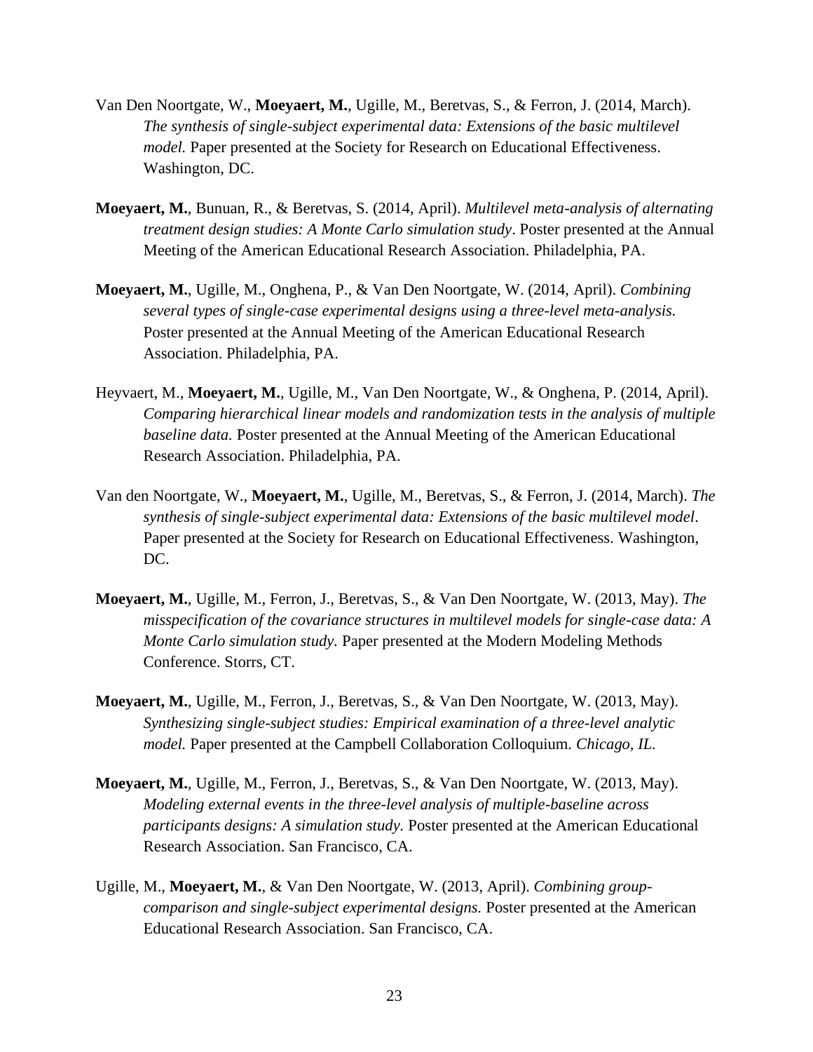Van Den Noortgate, W., **Moeyaert, M.**, Ugille, M., Beretvas, S., & Ferron, J. (2014, March). *The synthesis of single-subject experimental data: Extensions of the basic multilevel model.* Paper presented at the Society for Research on Educational Effectiveness. Washington, DC.

**Moeyaert, M.**, Bunuan, R., & Beretvas, S. (2014, April). *Multilevel meta-analysis of alternating treatment design studies: A Monte Carlo simulation study*. Poster presented at the Annual Meeting of the American Educational Research Association. Philadelphia, PA.

**Moeyaert, M.**, Ugille, M., Onghena, P., & Van Den Noortgate, W. (2014, April). *Combining several types of single-case experimental designs using a three-level meta-analysis.* Poster presented at the Annual Meeting of the American Educational Research Association. Philadelphia, PA.

Heyvaert, M., **Moeyaert, M.**, Ugille, M., Van Den Noortgate, W., & Onghena, P. (2014, April). *Comparing hierarchical linear models and randomization tests in the analysis of multiple baseline data.* Poster presented at the Annual Meeting of the American Educational Research Association. Philadelphia, PA.

Van den Noortgate, W., **Moeyaert, M.**, Ugille, M., Beretvas, S., & Ferron, J. (2014, March). *The synthesis of single-subject experimental data: Extensions of the basic multilevel model*. Paper presented at the Society for Research on Educational Effectiveness. Washington, DC.

**Moeyaert, M.**, Ugille, M., Ferron, J., Beretvas, S., & Van Den Noortgate, W. (2013, May). *The misspecification of the covariance structures in multilevel models for single-case data: A Monte Carlo simulation study.* Paper presented at the Modern Modeling Methods Conference. Storrs, CT.

**Moeyaert, M.**, Ugille, M., Ferron, J., Beretvas, S., & Van Den Noortgate, W. (2013, May). *Synthesizing single-subject studies: Empirical examination of a three-level analytic model.* Paper presented at the Campbell Collaboration Colloquium. *Chicago, IL.*

**Moeyaert, M.**, Ugille, M., Ferron, J., Beretvas, S., & Van Den Noortgate, W. (2013, May). *Modeling external events in the three-level analysis of multiple-baseline across participants designs: A simulation study.* Poster presented at the American Educational Research Association. San Francisco, CA.

Ugille, M., **Moeyaert, M.**, & Van Den Noortgate, W. (2013, April). *Combining group-comparison and single-subject experimental designs.* Poster presented at the American Educational Research Association. San Francisco, CA.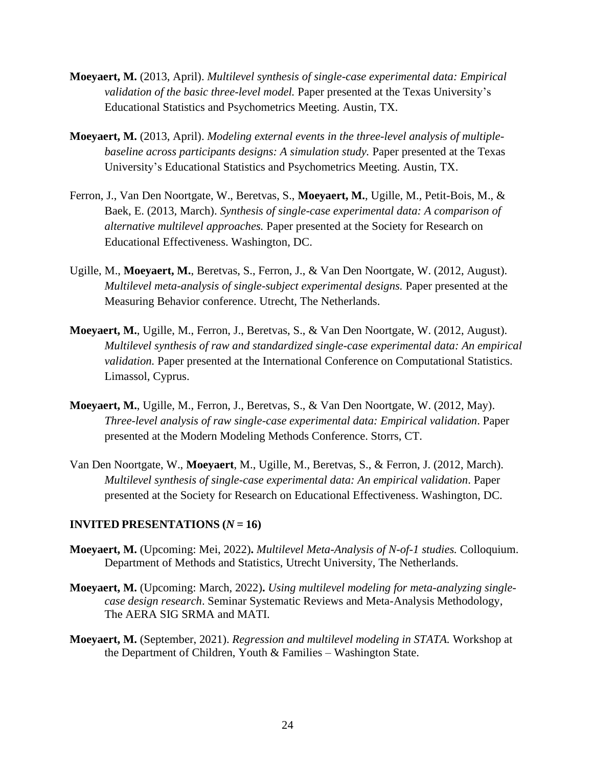**Moeyaert, M.** (2013, April). *Multilevel synthesis of single-case experimental data: Empirical validation of the basic three-level model.* Paper presented at the Texas University's Educational Statistics and Psychometrics Meeting. Austin, TX.

**Moeyaert, M.** (2013, April). *Modeling external events in the three-level analysis of multiple-baseline across participants designs: A simulation study.* Paper presented at the Texas University's Educational Statistics and Psychometrics Meeting. Austin, TX.

Ferron, J., Van Den Noortgate, W., Beretvas, S., **Moeyaert, M.**, Ugille, M., Petit-Bois, M., & Baek, E. (2013, March). *Synthesis of single-case experimental data: A comparison of alternative multilevel approaches.* Paper presented at the Society for Research on Educational Effectiveness. Washington, DC.

Ugille, M., **Moeyaert, M.**, Beretvas, S., Ferron, J., & Van Den Noortgate, W. (2012, August). *Multilevel meta-analysis of single-subject experimental designs.* Paper presented at the Measuring Behavior conference. Utrecht, The Netherlands.

**Moeyaert, M.**, Ugille, M., Ferron, J., Beretvas, S., & Van Den Noortgate, W. (2012, August). *Multilevel synthesis of raw and standardized single-case experimental data: An empirical validation.* Paper presented at the International Conference on Computational Statistics. Limassol, Cyprus.

**Moeyaert, M.**, Ugille, M., Ferron, J., Beretvas, S., & Van Den Noortgate, W. (2012, May). *Three-level analysis of raw single-case experimental data: Empirical validation*. Paper presented at the Modern Modeling Methods Conference. Storrs, CT.

Van Den Noortgate, W., **Moeyaert**, M., Ugille, M., Beretvas, S., & Ferron, J. (2012, March). *Multilevel synthesis of single-case experimental data: An empirical validation*. Paper presented at the Society for Research on Educational Effectiveness. Washington, DC.

### INVITED PRESENTATIONS (*N* = 16)

**Moeyaert, M.** (Upcoming: Mei, 2022)**.** *Multilevel Meta-Analysis of N-of-1 studies.* Colloquium. Department of Methods and Statistics, Utrecht University, The Netherlands.

**Moeyaert, M.** (Upcoming: March, 2022)**.** *Using multilevel modeling for meta-analyzing single-case design research*. Seminar Systematic Reviews and Meta-Analysis Methodology, The AERA SIG SRMA and MATI.

**Moeyaert, M.** (September, 2021). *Regression and multilevel modeling in STATA.* Workshop at the Department of Children, Youth & Families – Washington State.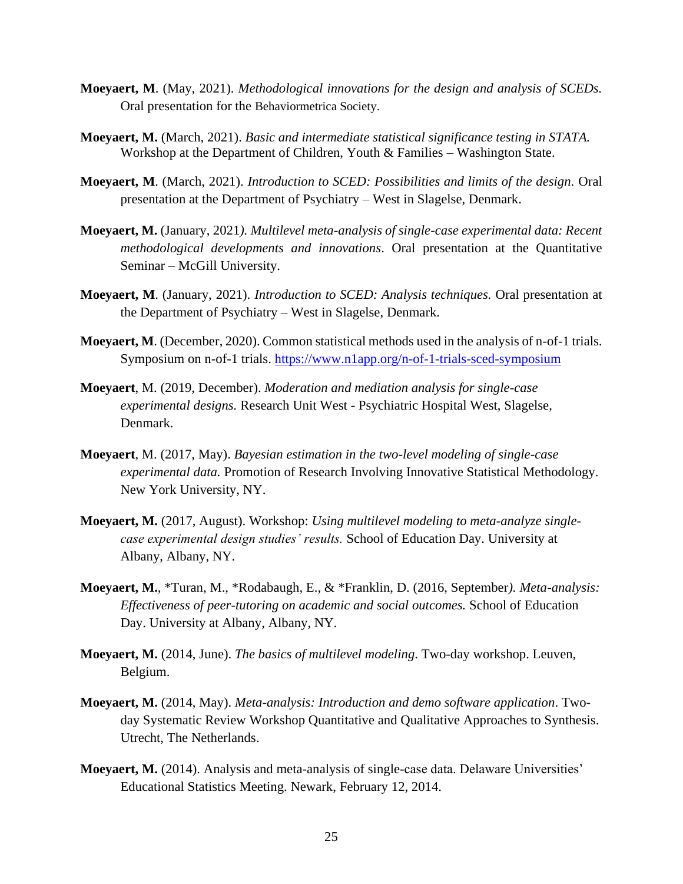**Moeyaert, M**. (May, 2021). *Methodological innovations for the design and analysis of SCEDs.* Oral presentation for the Behaviormetrica Society.

**Moeyaert, M.** (March, 2021). *Basic and intermediate statistical significance testing in STATA.* Workshop at the Department of Children, Youth & Families – Washington State.

**Moeyaert, M**. (March, 2021). *Introduction to SCED: Possibilities and limits of the design.* Oral presentation at the Department of Psychiatry – West in Slagelse, Denmark.

**Moeyaert, M.** (January, 2021*). Multilevel meta-analysis of single-case experimental data: Recent methodological developments and innovations*. Oral presentation at the Quantitative Seminar – McGill University.

**Moeyaert, M**. (January, 2021). *Introduction to SCED: Analysis techniques.* Oral presentation at the Department of Psychiatry – West in Slagelse, Denmark.

**Moeyaert, M**. (December, 2020). Common statistical methods used in the analysis of n-of-1 trials. Symposium on n-of-1 trials. https://www.n1app.org/n-of-1-trials-sced-symposium

**Moeyaert**, M. (2019, December). *Moderation and mediation analysis for single-case experimental designs.* Research Unit West - Psychiatric Hospital West, Slagelse, Denmark.

**Moeyaert**, M. (2017, May). *Bayesian estimation in the two-level modeling of single-case experimental data.* Promotion of Research Involving Innovative Statistical Methodology. New York University, NY.

**Moeyaert, M.** (2017, August). Workshop: *Using multilevel modeling to meta-analyze single-case experimental design studies' results.* School of Education Day. University at Albany, Albany, NY.

**Moeyaert, M.**, *Turan, M., *Rodabaugh, E., & *Franklin, D. (2016, September*). Meta-analysis: Effectiveness of peer-tutoring on academic and social outcomes.* School of Education Day. University at Albany, Albany, NY.

**Moeyaert, M.** (2014, June). *The basics of multilevel modeling.* Two-day workshop. Leuven, Belgium.

**Moeyaert, M.** (2014, May). *Meta-analysis: Introduction and demo software application*. Two-day Systematic Review Workshop Quantitative and Qualitative Approaches to Synthesis. Utrecht, The Netherlands.

**Moeyaert, M.** (2014). Analysis and meta-analysis of single-case data. Delaware Universities' Educational Statistics Meeting. Newark, February 12, 2014.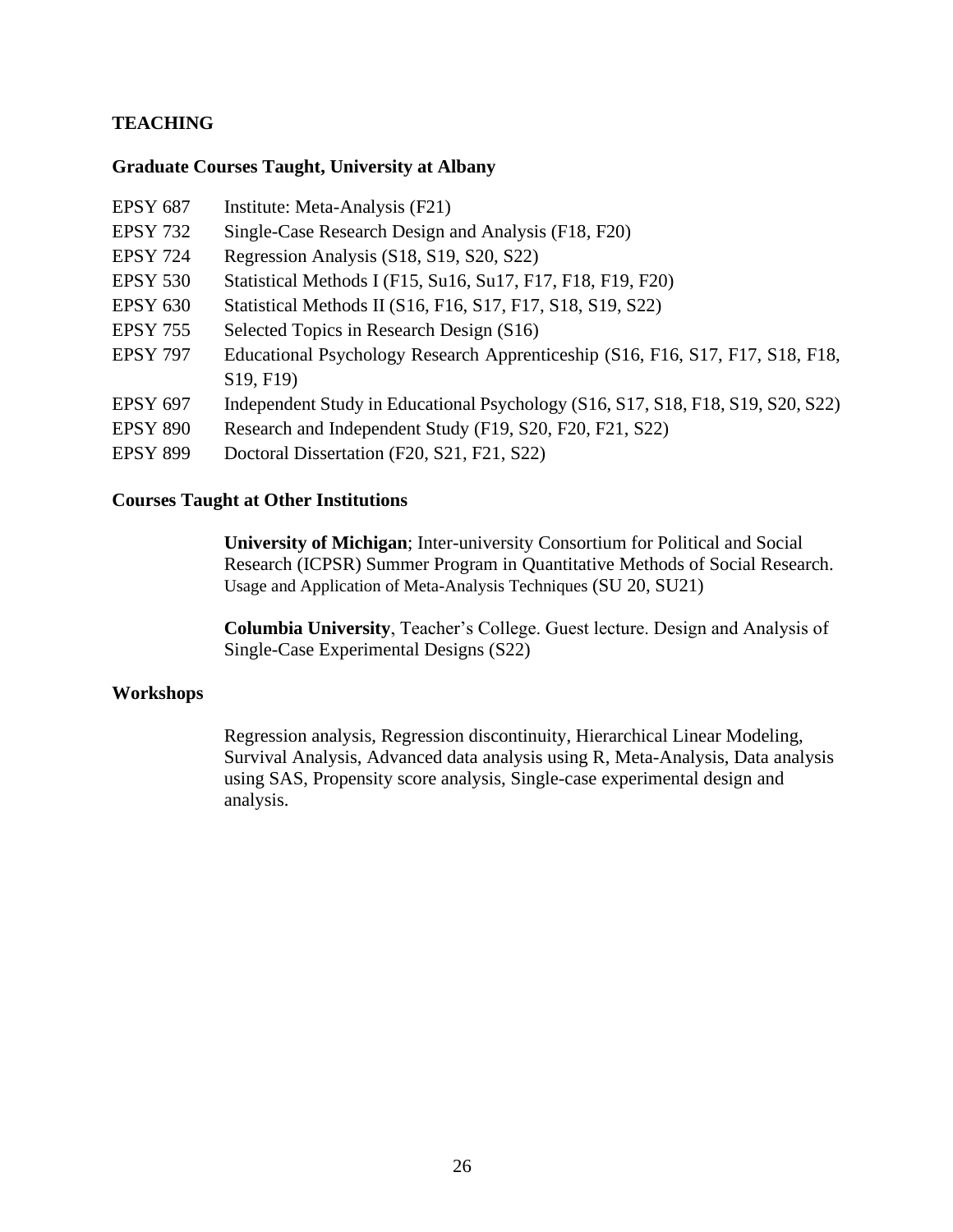## TEACHING

### Graduate Courses Taught, University at Albany

| | |
|---|---|
| EPSY 687 | Institute: Meta-Analysis (F21) |
| EPSY 732 | Single-Case Research Design and Analysis (F18, F20) |
| EPSY 724 | Regression Analysis (S18, S19, S20, S22) |
| EPSY 530 | Statistical Methods I (F15, Su16, Su17, F17, F18, F19, F20) |
| EPSY 630 | Statistical Methods II (S16, F16, S17, F17, S18, S19, S22) |
| EPSY 755 | Selected Topics in Research Design (S16) |
| EPSY 797 | Educational Psychology Research Apprenticeship (S16, F16, S17, F17, S18, F18, S19, F19) |
| EPSY 697 | Independent Study in Educational Psychology (S16, S17, S18, F18, S19, S20, S22) |
| EPSY 890 | Research and Independent Study (F19, S20, F20, F21, S22) |
| EPSY 899 | Doctoral Dissertation (F20, S21, F21, S22) |

### Courses Taught at Other Institutions

**University of Michigan**; Inter-university Consortium for Political and Social Research (ICPSR) Summer Program in Quantitative Methods of Social Research. Usage and Application of Meta-Analysis Techniques (SU 20, SU21)

**Columbia University**, Teacher's College. Guest lecture. Design and Analysis of Single-Case Experimental Designs (S22)

### Workshops

Regression analysis, Regression discontinuity, Hierarchical Linear Modeling, Survival Analysis, Advanced data analysis using R, Meta-Analysis, Data analysis using SAS, Propensity score analysis, Single-case experimental design and analysis.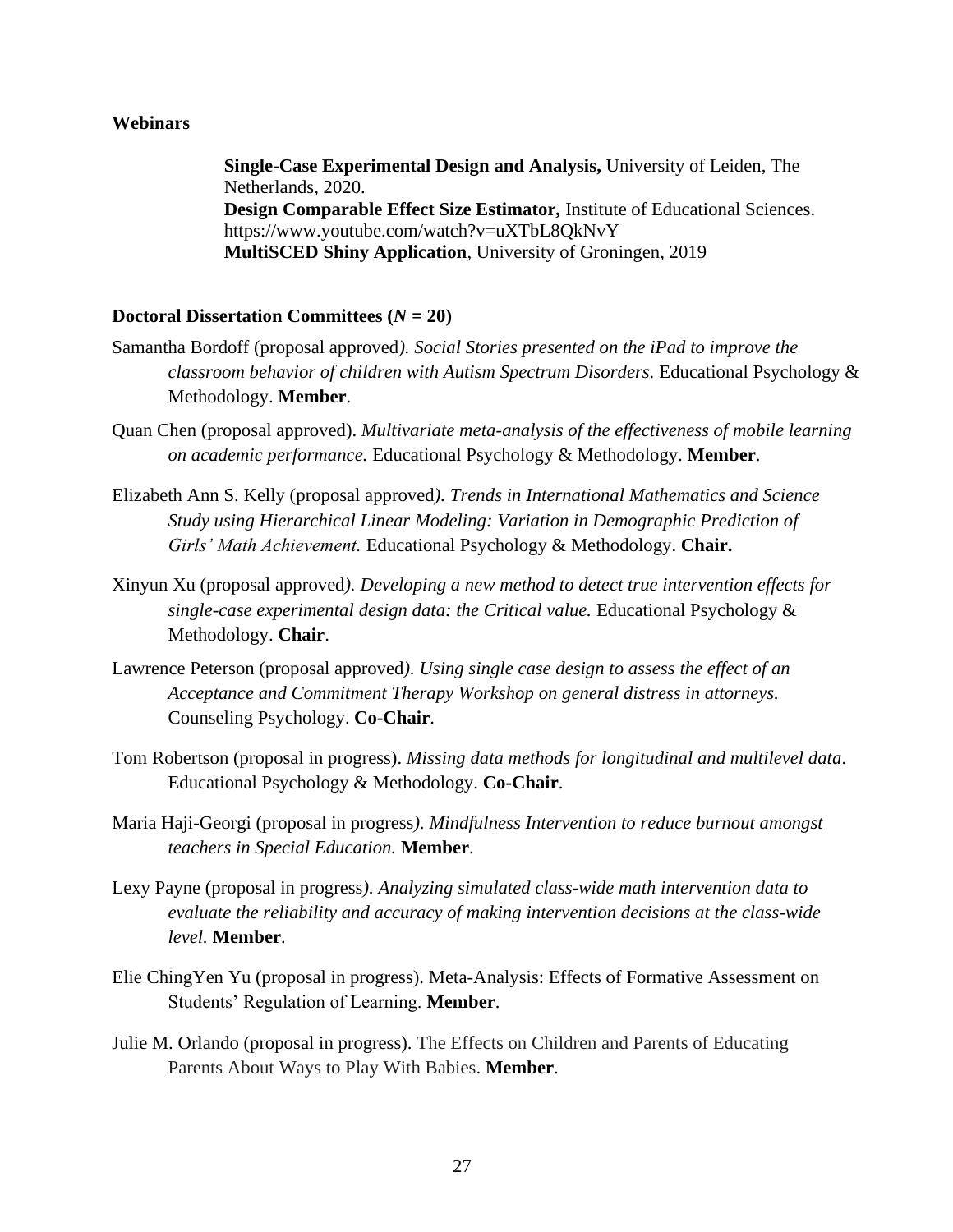**Webinars**

**Single-Case Experimental Design and Analysis,** University of Leiden, The Netherlands, 2020.
**Design Comparable Effect Size Estimator,** Institute of Educational Sciences. https://www.youtube.com/watch?v=uXTbL8QkNvY
**MultiSCED Shiny Application**, University of Groningen, 2019

**Doctoral Dissertation Committees (*N* = 20)**

Samantha Bordoff (proposal approved*). Social Stories presented on the iPad to improve the classroom behavior of children with Autism Spectrum Disorders.* Educational Psychology & Methodology. **Member**.

Quan Chen (proposal approved). *Multivariate meta-analysis of the effectiveness of mobile learning on academic performance.* Educational Psychology & Methodology. **Member**.

Elizabeth Ann S. Kelly (proposal approved*). Trends in International Mathematics and Science Study using Hierarchical Linear Modeling: Variation in Demographic Prediction of Girls' Math Achievement.* Educational Psychology & Methodology. **Chair.**

Xinyun Xu (proposal approved*). Developing a new method to detect true intervention effects for single-case experimental design data: the Critical value.* Educational Psychology & Methodology. **Chair**.

Lawrence Peterson (proposal approved*). Using single case design to assess the effect of an Acceptance and Commitment Therapy Workshop on general distress in attorneys.* Counseling Psychology. **Co-Chair**.

Tom Robertson (proposal in progress). *Missing data methods for longitudinal and multilevel data*. Educational Psychology & Methodology. **Co-Chair**.

Maria Haji-Georgi (proposal in progress*). Mindfulness Intervention to reduce burnout amongst teachers in Special Education.* **Member**.

Lexy Payne (proposal in progress*). Analyzing simulated class-wide math intervention data to evaluate the reliability and accuracy of making intervention decisions at the class-wide level.* **Member**.

Elie ChingYen Yu (proposal in progress). Meta-Analysis: Effects of Formative Assessment on Students' Regulation of Learning. **Member**.

Julie M. Orlando (proposal in progress). The Effects on Children and Parents of Educating Parents About Ways to Play With Babies. **Member**.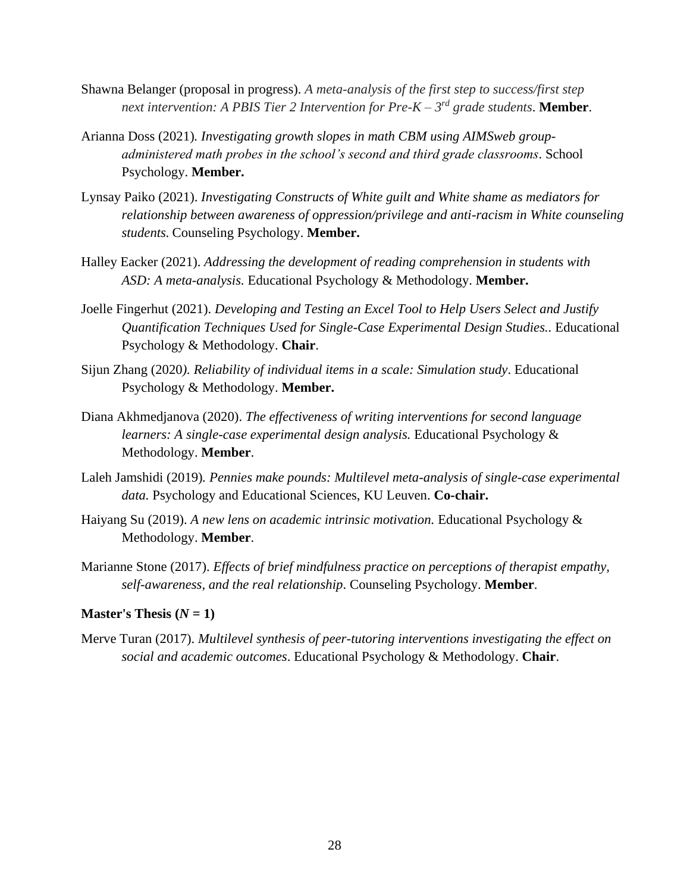Shawna Belanger (proposal in progress). *A meta-analysis of the first step to success/first step next intervention: A PBIS Tier 2 Intervention for Pre-K – 3rd grade students*. **Member**.

Arianna Doss (2021). *Investigating growth slopes in math CBM using AIMSweb group-administered math probes in the school's second and third grade classrooms*. School Psychology. **Member.**

Lynsay Paiko (2021). *Investigating Constructs of White guilt and White shame as mediators for relationship between awareness of oppression/privilege and anti-racism in White counseling students.* Counseling Psychology. **Member.**

Halley Eacker (2021). *Addressing the development of reading comprehension in students with ASD: A meta-analysis.* Educational Psychology & Methodology. **Member.**

Joelle Fingerhut (2021). *Developing and Testing an Excel Tool to Help Users Select and Justify Quantification Techniques Used for Single-Case Experimental Design Studies..* Educational Psychology & Methodology. **Chair**.

Sijun Zhang (2020*). Reliability of individual items in a scale: Simulation study*. Educational Psychology & Methodology. **Member.**

Diana Akhmedjanova (2020). *The effectiveness of writing interventions for second language learners: A single-case experimental design analysis.* Educational Psychology & Methodology. **Member**.

Laleh Jamshidi (2019)*. Pennies make pounds: Multilevel meta-analysis of single-case experimental data.* Psychology and Educational Sciences, KU Leuven. **Co-chair.**

Haiyang Su (2019). *A new lens on academic intrinsic motivation.* Educational Psychology & Methodology. **Member**.

Marianne Stone (2017). *Effects of brief mindfulness practice on perceptions of therapist empathy, self-awareness, and the real relationship*. Counseling Psychology. **Member**.

**Master's Thesis (*N* = 1)**

Merve Turan (2017). *Multilevel synthesis of peer-tutoring interventions investigating the effect on social and academic outcomes*. Educational Psychology & Methodology. **Chair**.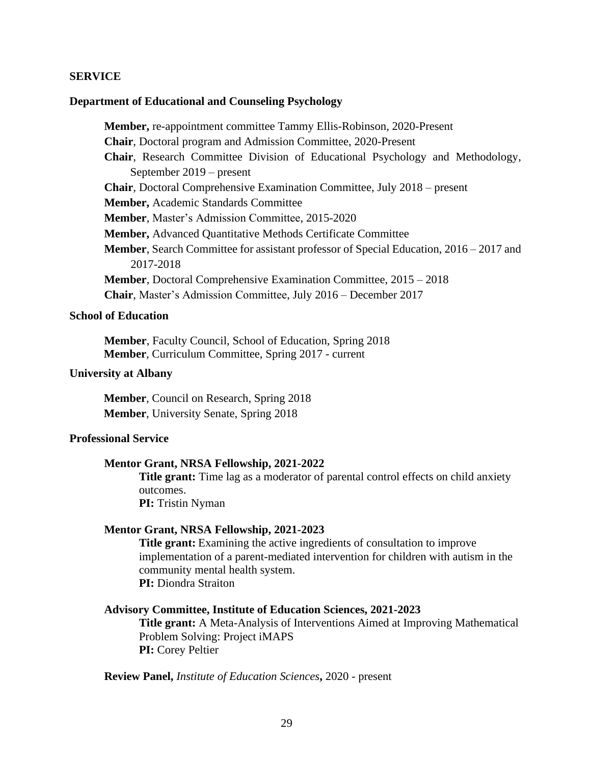## SERVICE

### Department of Educational and Counseling Psychology

**Member,** re-appointment committee Tammy Ellis-Robinson, 2020-Present
**Chair**, Doctoral program and Admission Committee, 2020-Present
**Chair**, Research Committee Division of Educational Psychology and Methodology, September 2019 – present
**Chair**, Doctoral Comprehensive Examination Committee, July 2018 – present
**Member,** Academic Standards Committee
**Member**, Master's Admission Committee, 2015-2020
**Member,** Advanced Quantitative Methods Certificate Committee
**Member**, Search Committee for assistant professor of Special Education, 2016 – 2017 and 2017-2018
**Member**, Doctoral Comprehensive Examination Committee, 2015 – 2018
**Chair**, Master's Admission Committee, July 2016 – December 2017

### School of Education

**Member**, Faculty Council, School of Education, Spring 2018
**Member**, Curriculum Committee, Spring 2017 - current

### University at Albany

**Member**, Council on Research, Spring 2018
**Member**, University Senate, Spring 2018

### Professional Service

**Mentor Grant, NRSA Fellowship, 2021-2022**
**Title grant:** Time lag as a moderator of parental control effects on child anxiety outcomes.
**PI:** Tristin Nyman

**Mentor Grant, NRSA Fellowship, 2021-2023**
**Title grant:** Examining the active ingredients of consultation to improve implementation of a parent-mediated intervention for children with autism in the community mental health system.
**PI:** Diondra Straiton

**Advisory Committee, Institute of Education Sciences, 2021-2023**
**Title grant:** A Meta-Analysis of Interventions Aimed at Improving Mathematical Problem Solving: Project iMAPS
**PI:** Corey Peltier

**Review Panel,** *Institute of Education Sciences***,** 2020 - present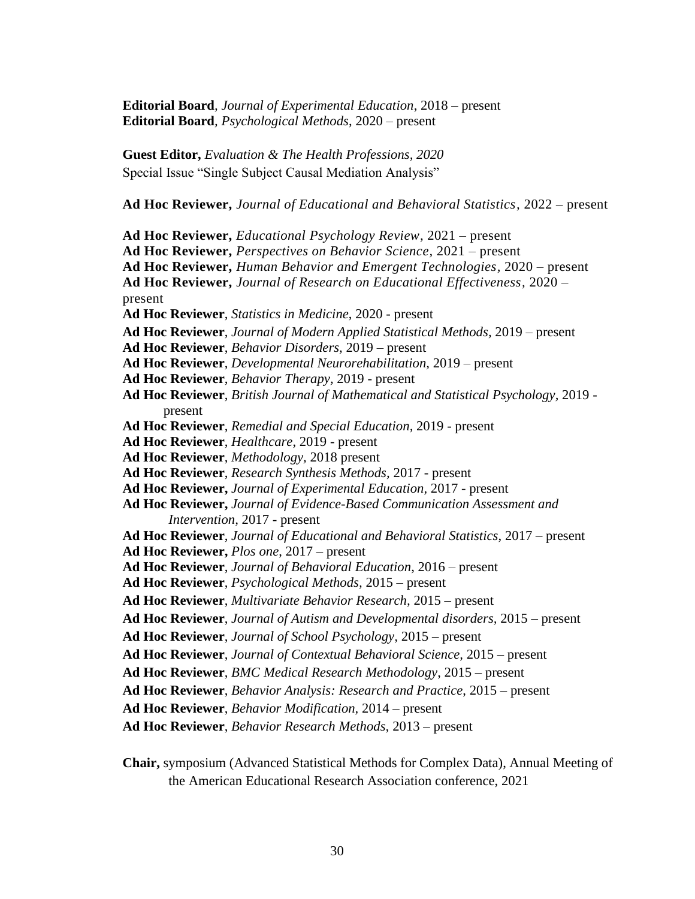**Editorial Board**, *Journal of Experimental Education*, 2018 – present
**Editorial Board**, *Psychological Methods*, 2020 – present

**Guest Editor,** *Evaluation & The Health Professions, 2020*
Special Issue “Single Subject Causal Mediation Analysis”

**Ad Hoc Reviewer,** *Journal of Educational and Behavioral Statistics*, 2022 – present

**Ad Hoc Reviewer,** *Educational Psychology Review*, 2021 – present
**Ad Hoc Reviewer,** *Perspectives on Behavior Science*, 2021 – present
**Ad Hoc Reviewer,** *Human Behavior and Emergent Technologies*, 2020 – present
**Ad Hoc Reviewer,** *Journal of Research on Educational Effectiveness*, 2020 – present
**Ad Hoc Reviewer**, *Statistics in Medicine*, 2020 - present
**Ad Hoc Reviewer**, *Journal of Modern Applied Statistical Methods,* 2019 – present
**Ad Hoc Reviewer**, *Behavior Disorders,* 2019 – present
**Ad Hoc Reviewer**, *Developmental Neurorehabilitation,* 2019 – present
**Ad Hoc Reviewer**, *Behavior Therapy,* 2019 - present
**Ad Hoc Reviewer**, *British Journal of Mathematical and Statistical Psychology,* 2019 - present
**Ad Hoc Reviewer**, *Remedial and Special Education,* 2019 - present
**Ad Hoc Reviewer**, *Healthcare*, 2019 - present
**Ad Hoc Reviewer**, *Methodology*, 2018 present
**Ad Hoc Reviewer**, *Research Synthesis Methods*, 2017 - present
**Ad Hoc Reviewer,** *Journal of Experimental Education,* 2017 - present
**Ad Hoc Reviewer,** *Journal of Evidence-Based Communication Assessment and Intervention,* 2017 - present
**Ad Hoc Reviewer**, *Journal of Educational and Behavioral Statistics*, 2017 – present
**Ad Hoc Reviewer,** *Plos one*, 2017 – present
**Ad Hoc Reviewer**, *Journal of Behavioral Education*, 2016 – present
**Ad Hoc Reviewer**, *Psychological Methods*, 2015 – present
**Ad Hoc Reviewer**, *Multivariate Behavior Research,* 2015 – present
**Ad Hoc Reviewer**, *Journal of Autism and Developmental disorders,* 2015 – present
**Ad Hoc Reviewer**, *Journal of School Psychology,* 2015 – present
**Ad Hoc Reviewer**, *Journal of Contextual Behavioral Science*, 2015 – present
**Ad Hoc Reviewer**, *BMC Medical Research Methodology*, 2015 – present
**Ad Hoc Reviewer**, *Behavior Analysis: Research and Practice*, 2015 – present
**Ad Hoc Reviewer**, *Behavior Modification,* 2014 – present
**Ad Hoc Reviewer**, *Behavior Research Methods,* 2013 – present

**Chair,** symposium (Advanced Statistical Methods for Complex Data), Annual Meeting of the American Educational Research Association conference, 2021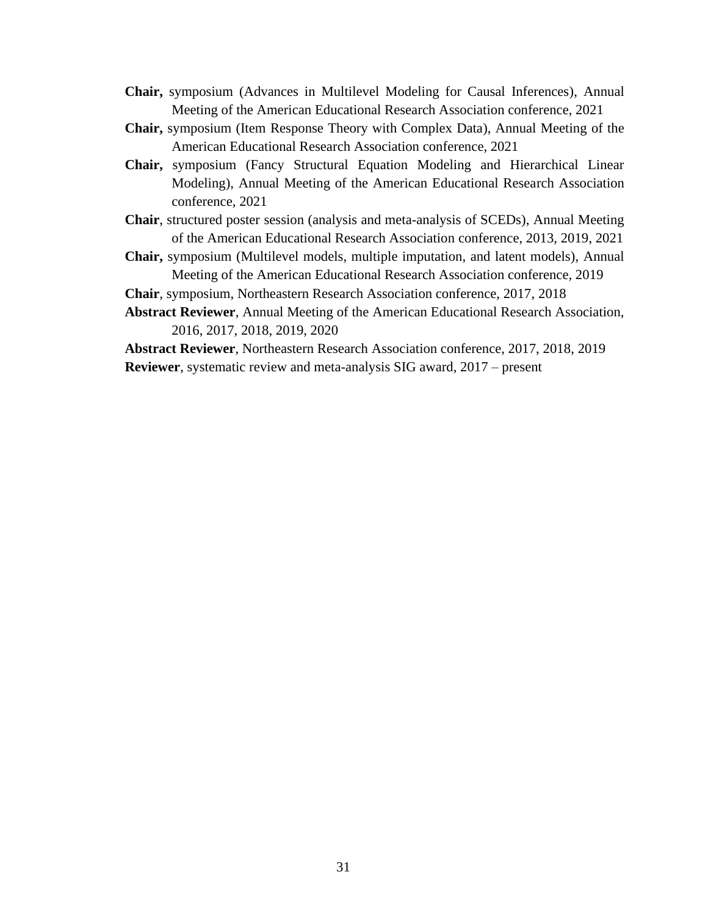**Chair,** symposium (Advances in Multilevel Modeling for Causal Inferences), Annual Meeting of the American Educational Research Association conference, 2021

**Chair,** symposium (Item Response Theory with Complex Data), Annual Meeting of the American Educational Research Association conference, 2021

**Chair,** symposium (Fancy Structural Equation Modeling and Hierarchical Linear Modeling), Annual Meeting of the American Educational Research Association conference, 2021

**Chair**, structured poster session (analysis and meta-analysis of SCEDs), Annual Meeting of the American Educational Research Association conference, 2013, 2019, 2021

**Chair,** symposium (Multilevel models, multiple imputation, and latent models), Annual Meeting of the American Educational Research Association conference, 2019

**Chair**, symposium, Northeastern Research Association conference, 2017, 2018

**Abstract Reviewer**, Annual Meeting of the American Educational Research Association, 2016, 2017, 2018, 2019, 2020

**Abstract Reviewer**, Northeastern Research Association conference, 2017, 2018, 2019

**Reviewer**, systematic review and meta-analysis SIG award, 2017 – present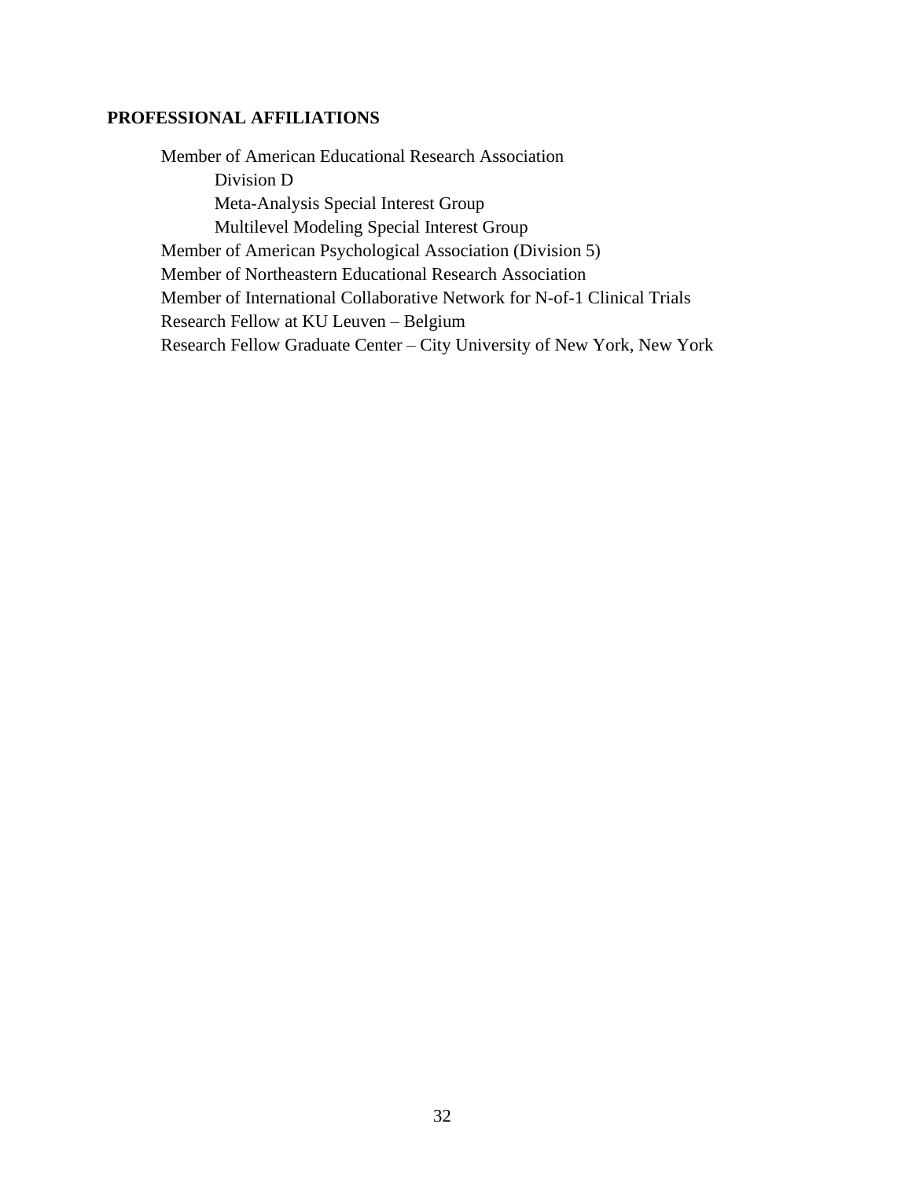## PROFESSIONAL AFFILIATIONS

- Member of American Educational Research Association
  - Division D
  - Meta-Analysis Special Interest Group
  - Multilevel Modeling Special Interest Group
- Member of American Psychological Association (Division 5)
- Member of Northeastern Educational Research Association
- Member of International Collaborative Network for N-of-1 Clinical Trials
- Research Fellow at KU Leuven – Belgium
- Research Fellow Graduate Center – City University of New York, New York